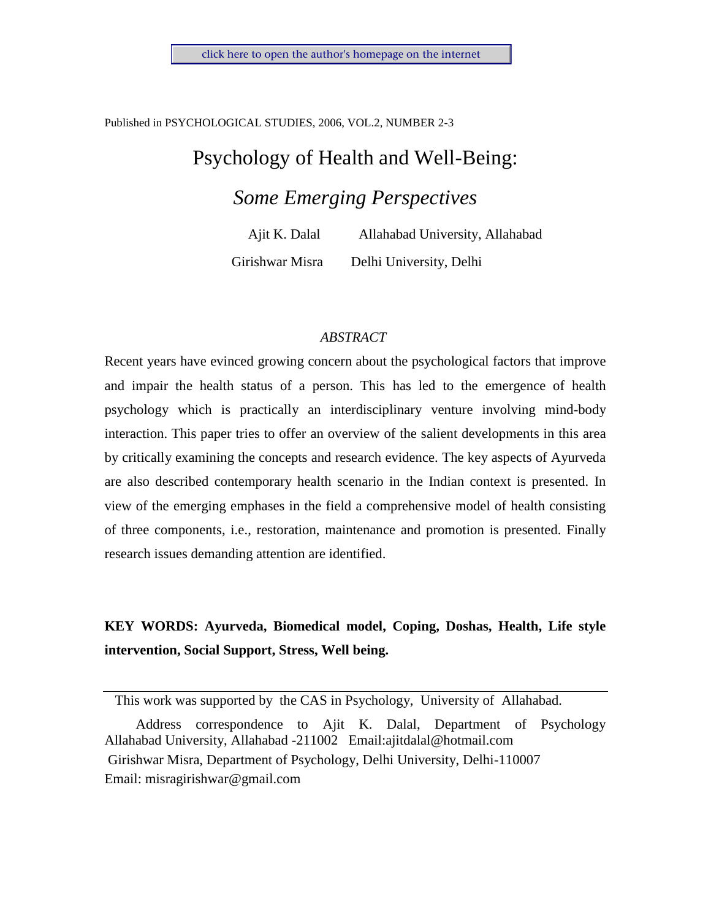click here to open the author's homepage on the internet

Published in PSYCHOLOGICAL STUDIES, 2006, VOL.2, NUMBER 2-3

# Psychology of Health and Well-Being:

## *Some Emerging Perspectives*

Ajit K. Dalal  Allahabad University, Allahabad

Girishwar Misra  Delhi University, Delhi

*ABSTRACT*

Recent years have evinced growing concern about the psychological factors that improve and impair the health status of a person. This has led to the emergence of health psychology which is practically an interdisciplinary venture involving mind-body interaction. This paper tries to offer an overview of the salient developments in this area by critically examining the concepts and research evidence. The key aspects of Ayurveda are also described contemporary health scenario in the Indian context is presented. In view of the emerging emphases in the field a comprehensive model of health consisting of three components, i.e., restoration, maintenance and promotion is presented. Finally research issues demanding attention are identified.

**KEY WORDS: Ayurveda, Biomedical model, Coping, Doshas, Health, Life style intervention, Social Support, Stress, Well being.**

---

This work was supported by the CAS in Psychology, University of Allahabad.

Address correspondence to Ajit K. Dalal, Department of Psychology Allahabad University, Allahabad -211002 Email:ajitdalal@hotmail.com

Girishwar Misra, Department of Psychology, Delhi University, Delhi-110007 Email: misragirishwar@gmail.com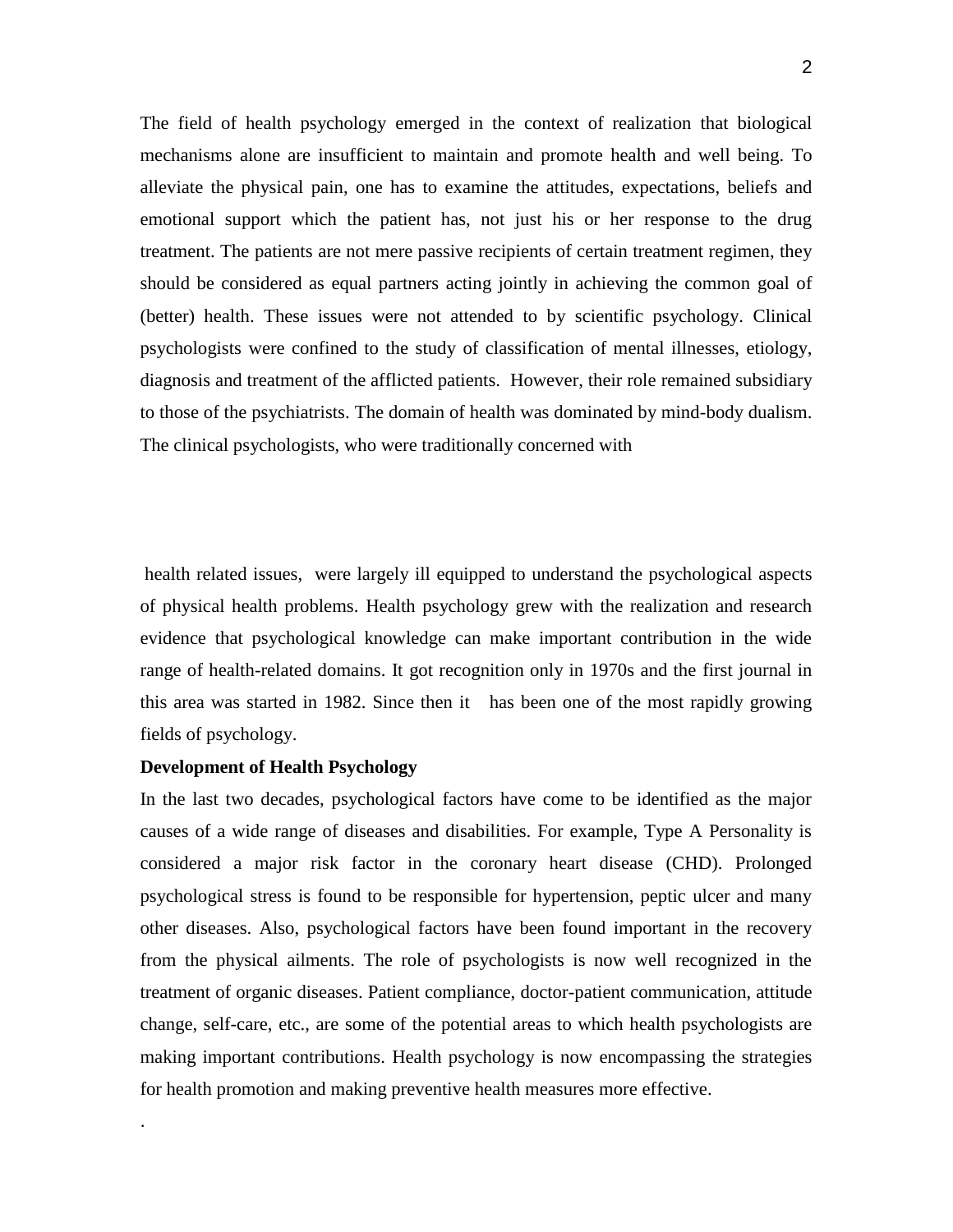The field of health psychology emerged in the context of realization that biological mechanisms alone are insufficient to maintain and promote health and well being. To alleviate the physical pain, one has to examine the attitudes, expectations, beliefs and emotional support which the patient has, not just his or her response to the drug treatment. The patients are not mere passive recipients of certain treatment regimen, they should be considered as equal partners acting jointly in achieving the common goal of (better) health. These issues were not attended to by scientific psychology. Clinical psychologists were confined to the study of classification of mental illnesses, etiology, diagnosis and treatment of the afflicted patients. However, their role remained subsidiary to those of the psychiatrists. The domain of health was dominated by mind-body dualism. The clinical psychologists, who were traditionally concerned with health related issues, were largely ill equipped to understand the psychological aspects of physical health problems. Health psychology grew with the realization and research evidence that psychological knowledge can make important contribution in the wide range of health-related domains. It got recognition only in 1970s and the first journal in this area was started in 1982. Since then it has been one of the most rapidly growing fields of psychology.

**Development of Health Psychology**

In the last two decades, psychological factors have come to be identified as the major causes of a wide range of diseases and disabilities. For example, Type A Personality is considered a major risk factor in the coronary heart disease (CHD). Prolonged psychological stress is found to be responsible for hypertension, peptic ulcer and many other diseases. Also, psychological factors have been found important in the recovery from the physical ailments. The role of psychologists is now well recognized in the treatment of organic diseases. Patient compliance, doctor-patient communication, attitude change, self-care, etc., are some of the potential areas to which health psychologists are making important contributions. Health psychology is now encompassing the strategies for health promotion and making preventive health measures more effective.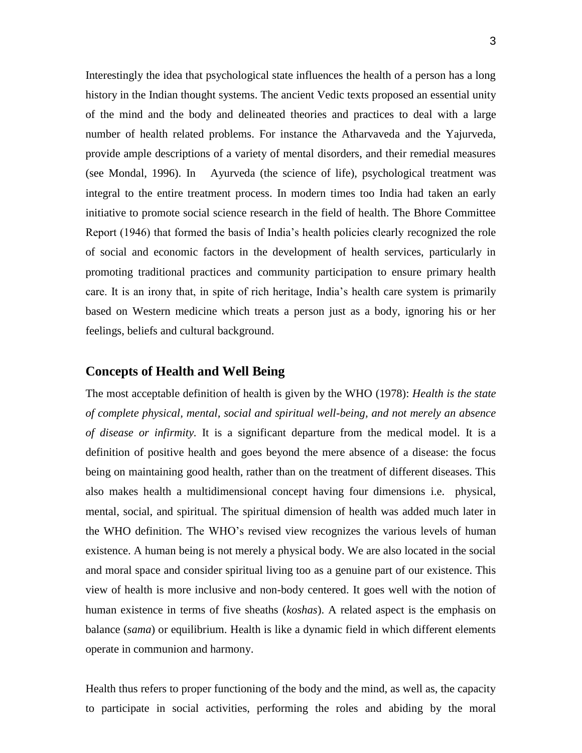Interestingly the idea that psychological state influences the health of a person has a long history in the Indian thought systems. The ancient Vedic texts proposed an essential unity of the mind and the body and delineated theories and practices to deal with a large number of health related problems. For instance the Atharvaveda and the Yajurveda, provide ample descriptions of a variety of mental disorders, and their remedial measures (see Mondal, 1996). In Ayurveda (the science of life), psychological treatment was integral to the entire treatment process. In modern times too India had taken an early initiative to promote social science research in the field of health. The Bhore Committee Report (1946) that formed the basis of India's health policies clearly recognized the role of social and economic factors in the development of health services, particularly in promoting traditional practices and community participation to ensure primary health care. It is an irony that, in spite of rich heritage, India's health care system is primarily based on Western medicine which treats a person just as a body, ignoring his or her feelings, beliefs and cultural background.

## Concepts of Health and Well Being

The most acceptable definition of health is given by the WHO (1978): *Health is the state of complete physical, mental, social and spiritual well-being, and not merely an absence of disease or infirmity.* It is a significant departure from the medical model. It is a definition of positive health and goes beyond the mere absence of a disease: the focus being on maintaining good health, rather than on the treatment of different diseases. This also makes health a multidimensional concept having four dimensions i.e. physical, mental, social, and spiritual. The spiritual dimension of health was added much later in the WHO definition. The WHO's revised view recognizes the various levels of human existence. A human being is not merely a physical body. We are also located in the social and moral space and consider spiritual living too as a genuine part of our existence. This view of health is more inclusive and non-body centered. It goes well with the notion of human existence in terms of five sheaths (*koshas*). A related aspect is the emphasis on balance (*sama*) or equilibrium. Health is like a dynamic field in which different elements operate in communion and harmony.

Health thus refers to proper functioning of the body and the mind, as well as, the capacity to participate in social activities, performing the roles and abiding by the moral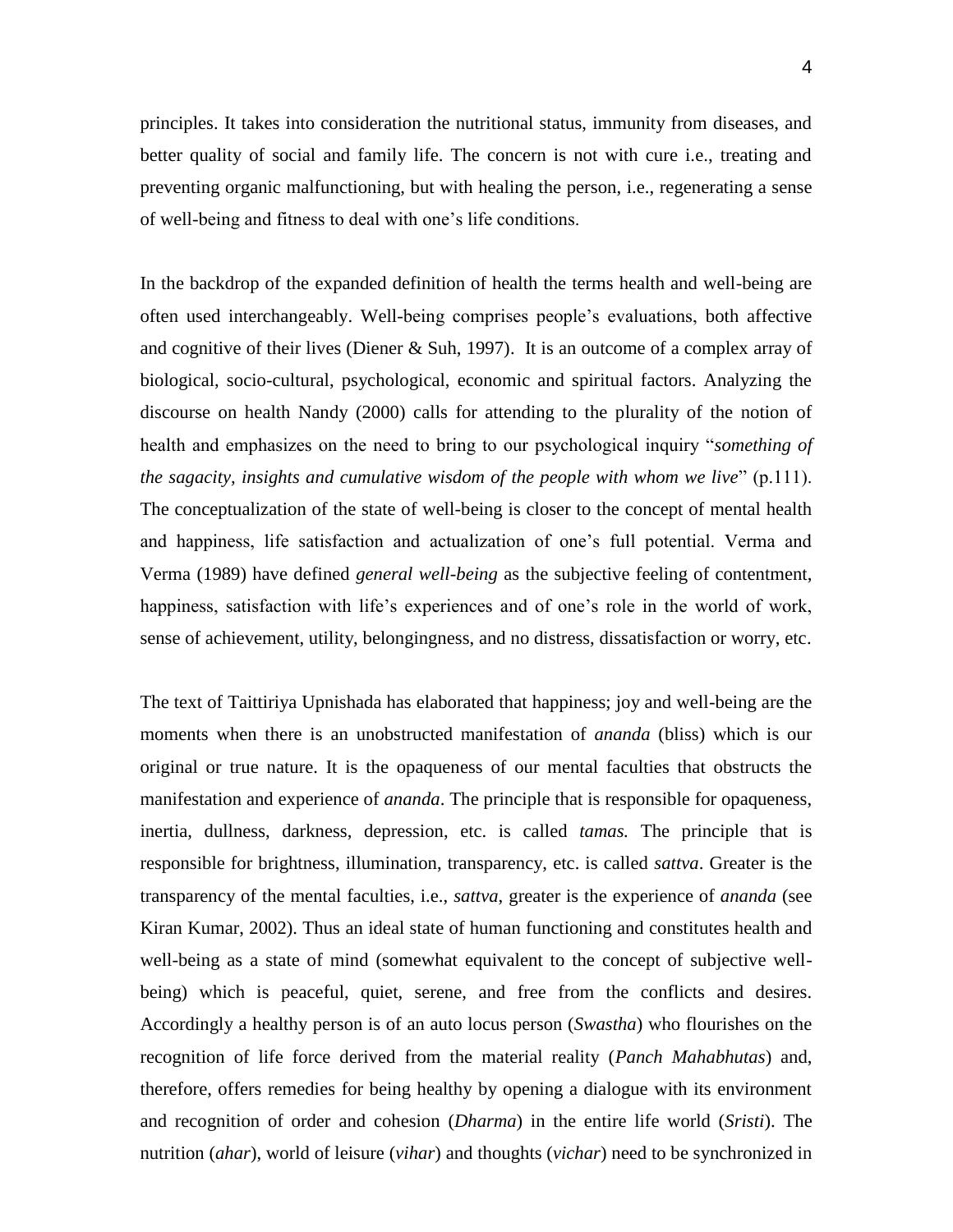principles. It takes into consideration the nutritional status, immunity from diseases, and better quality of social and family life. The concern is not with cure i.e., treating and preventing organic malfunctioning, but with healing the person, i.e., regenerating a sense of well-being and fitness to deal with one's life conditions.

In the backdrop of the expanded definition of health the terms health and well-being are often used interchangeably. Well-being comprises people's evaluations, both affective and cognitive of their lives (Diener & Suh, 1997). It is an outcome of a complex array of biological, socio-cultural, psychological, economic and spiritual factors. Analyzing the discourse on health Nandy (2000) calls for attending to the plurality of the notion of health and emphasizes on the need to bring to our psychological inquiry "*something of the sagacity, insights and cumulative wisdom of the people with whom we live*" (p.111). The conceptualization of the state of well-being is closer to the concept of mental health and happiness, life satisfaction and actualization of one's full potential. Verma and Verma (1989) have defined *general well-being* as the subjective feeling of contentment, happiness, satisfaction with life's experiences and of one's role in the world of work, sense of achievement, utility, belongingness, and no distress, dissatisfaction or worry, etc.

The text of Taittiriya Upnishada has elaborated that happiness; joy and well-being are the moments when there is an unobstructed manifestation of *ananda* (bliss) which is our original or true nature. It is the opaqueness of our mental faculties that obstructs the manifestation and experience of *ananda*. The principle that is responsible for opaqueness, inertia, dullness, darkness, depression, etc. is called *tamas.* The principle that is responsible for brightness, illumination, transparency, etc. is called *sattva*. Greater is the transparency of the mental faculties, i.e., *sattva*, greater is the experience of *ananda* (see Kiran Kumar, 2002). Thus an ideal state of human functioning and constitutes health and well-being as a state of mind (somewhat equivalent to the concept of subjective well-being) which is peaceful, quiet, serene, and free from the conflicts and desires. Accordingly a healthy person is of an auto locus person (*Swastha*) who flourishes on the recognition of life force derived from the material reality (*Panch Mahabhutas*) and, therefore, offers remedies for being healthy by opening a dialogue with its environment and recognition of order and cohesion (*Dharma*) in the entire life world (*Sristi*). The nutrition (*ahar*), world of leisure (*vihar*) and thoughts (*vichar*) need to be synchronized in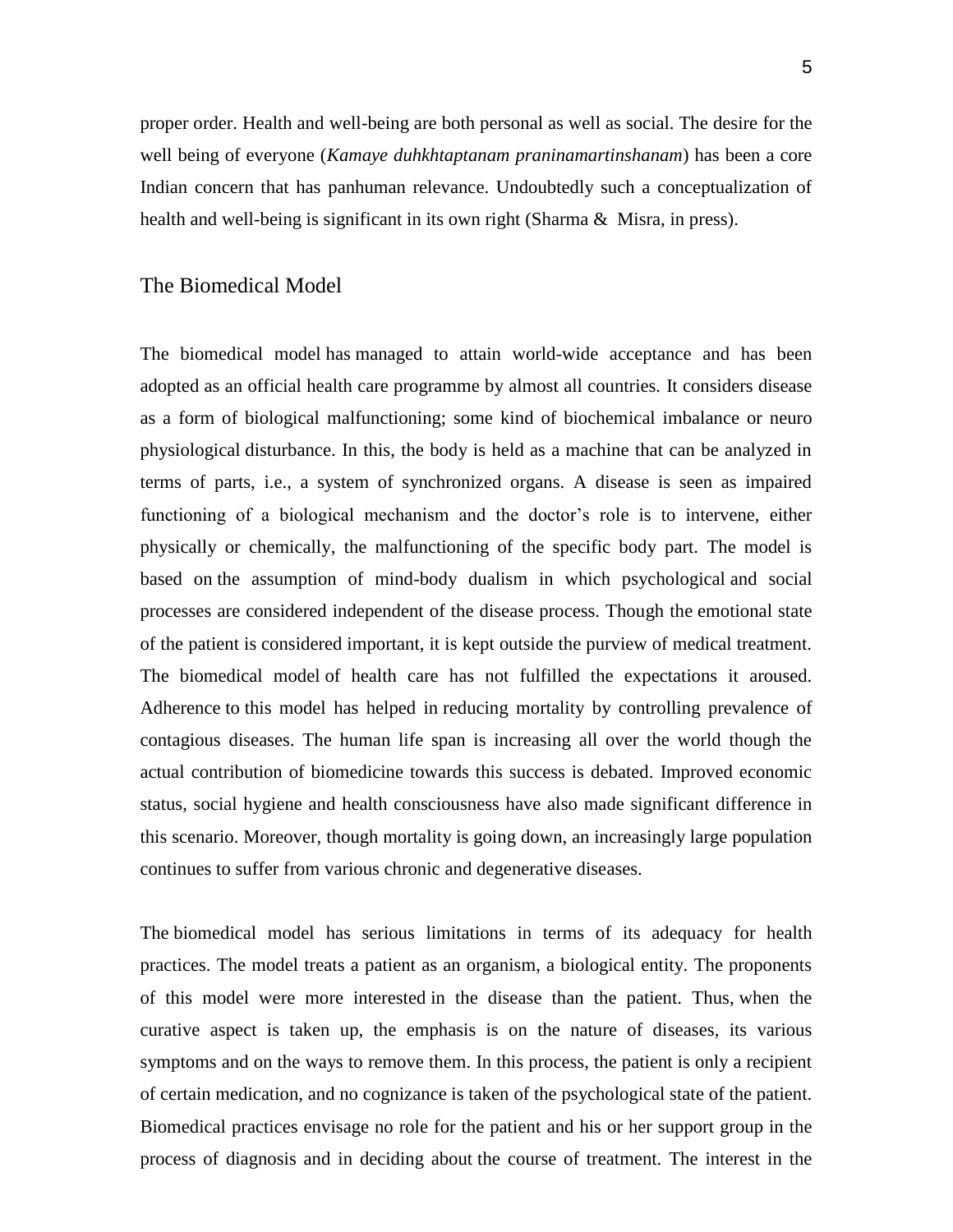proper order. Health and well-being are both personal as well as social. The desire for the well being of everyone (*Kamaye duhkhtaptanam praninamartinshanam*) has been a core Indian concern that has panhuman relevance. Undoubtedly such a conceptualization of health and well-being is significant in its own right (Sharma & Misra, in press).

## The Biomedical Model

The biomedical model has managed to attain world-wide acceptance and has been adopted as an official health care programme by almost all countries. It considers disease as a form of biological malfunctioning; some kind of biochemical imbalance or neuro physiological disturbance. In this, the body is held as a machine that can be analyzed in terms of parts, i.e., a system of synchronized organs. A disease is seen as impaired functioning of a biological mechanism and the doctor's role is to intervene, either physically or chemically, the malfunctioning of the specific body part. The model is based on the assumption of mind-body dualism in which psychological and social processes are considered independent of the disease process. Though the emotional state of the patient is considered important, it is kept outside the purview of medical treatment. The biomedical model of health care has not fulfilled the expectations it aroused. Adherence to this model has helped in reducing mortality by controlling prevalence of contagious diseases. The human life span is increasing all over the world though the actual contribution of biomedicine towards this success is debated. Improved economic status, social hygiene and health consciousness have also made significant difference in this scenario. Moreover, though mortality is going down, an increasingly large population continues to suffer from various chronic and degenerative diseases.

The biomedical model has serious limitations in terms of its adequacy for health practices. The model treats a patient as an organism, a biological entity. The proponents of this model were more interested in the disease than the patient. Thus, when the curative aspect is taken up, the emphasis is on the nature of diseases, its various symptoms and on the ways to remove them. In this process, the patient is only a recipient of certain medication, and no cognizance is taken of the psychological state of the patient. Biomedical practices envisage no role for the patient and his or her support group in the process of diagnosis and in deciding about the course of treatment. The interest in the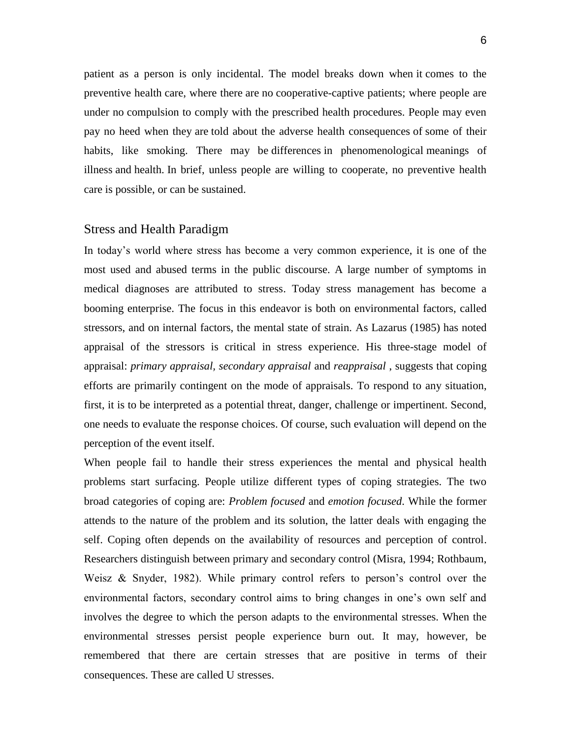patient as a person is only incidental. The model breaks down when it comes to the preventive health care, where there are no cooperative-captive patients; where people are under no compulsion to comply with the prescribed health procedures. People may even pay no heed when they are told about the adverse health consequences of some of their habits, like smoking. There may be differences in phenomenological meanings of illness and health. In brief, unless people are willing to cooperate, no preventive health care is possible, or can be sustained.

## Stress and Health Paradigm

In today's world where stress has become a very common experience, it is one of the most used and abused terms in the public discourse. A large number of symptoms in medical diagnoses are attributed to stress. Today stress management has become a booming enterprise. The focus in this endeavor is both on environmental factors, called stressors, and on internal factors, the mental state of strain. As Lazarus (1985) has noted appraisal of the stressors is critical in stress experience. His three-stage model of appraisal: *primary appraisal, secondary appraisal* and *reappraisal* , suggests that coping efforts are primarily contingent on the mode of appraisals. To respond to any situation, first, it is to be interpreted as a potential threat, danger, challenge or impertinent. Second, one needs to evaluate the response choices. Of course, such evaluation will depend on the perception of the event itself.

When people fail to handle their stress experiences the mental and physical health problems start surfacing. People utilize different types of coping strategies. The two broad categories of coping are: *Problem focused* and *emotion focused*. While the former attends to the nature of the problem and its solution, the latter deals with engaging the self. Coping often depends on the availability of resources and perception of control. Researchers distinguish between primary and secondary control (Misra, 1994; Rothbaum, Weisz & Snyder, 1982). While primary control refers to person's control over the environmental factors, secondary control aims to bring changes in one's own self and involves the degree to which the person adapts to the environmental stresses. When the environmental stresses persist people experience burn out. It may, however, be remembered that there are certain stresses that are positive in terms of their consequences. These are called U stresses.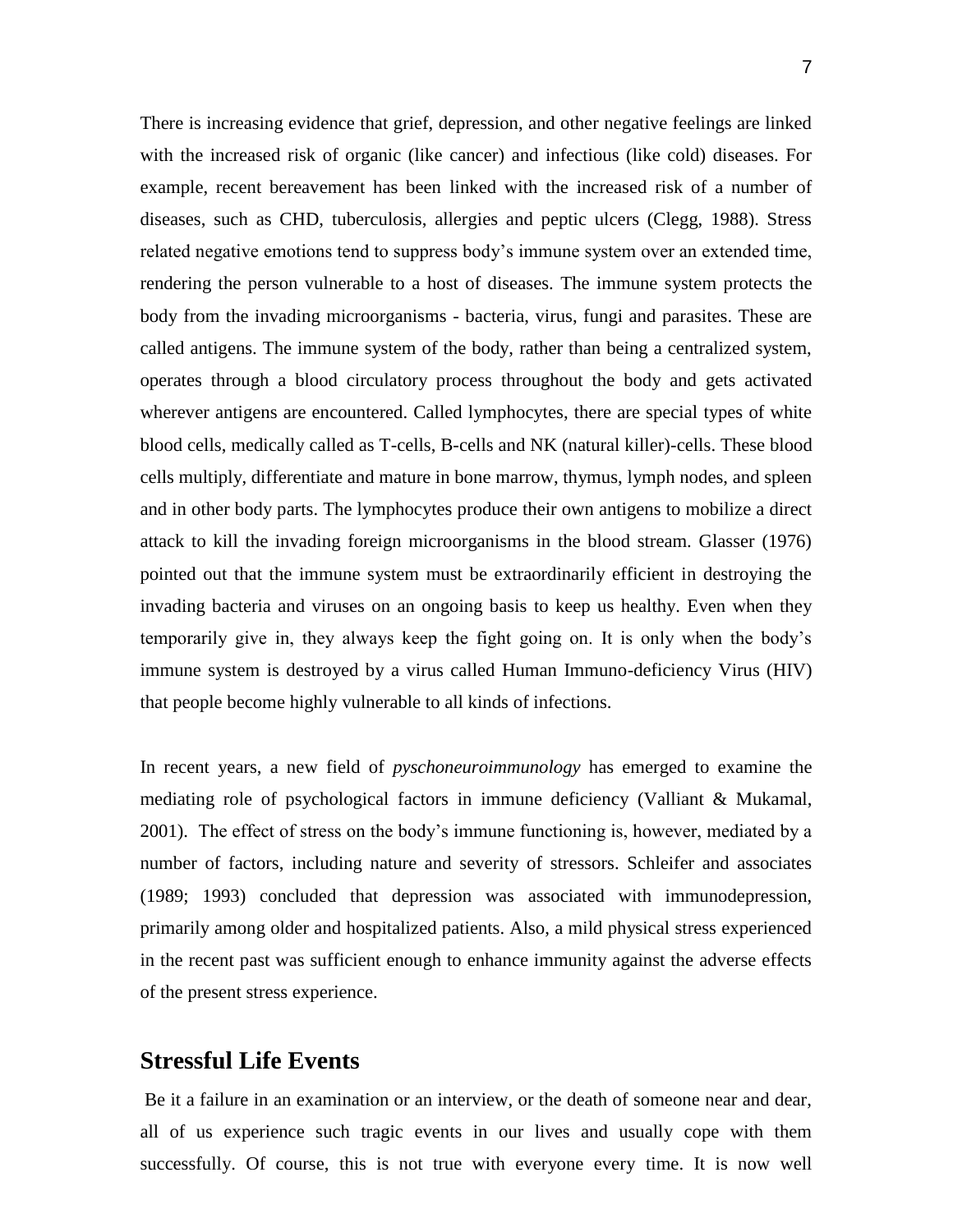There is increasing evidence that grief, depression, and other negative feelings are linked with the increased risk of organic (like cancer) and infectious (like cold) diseases. For example, recent bereavement has been linked with the increased risk of a number of diseases, such as CHD, tuberculosis, allergies and peptic ulcers (Clegg, 1988). Stress related negative emotions tend to suppress body's immune system over an extended time, rendering the person vulnerable to a host of diseases. The immune system protects the body from the invading microorganisms - bacteria, virus, fungi and parasites. These are called antigens. The immune system of the body, rather than being a centralized system, operates through a blood circulatory process throughout the body and gets activated wherever antigens are encountered. Called lymphocytes, there are special types of white blood cells, medically called as T-cells, B-cells and NK (natural killer)-cells. These blood cells multiply, differentiate and mature in bone marrow, thymus, lymph nodes, and spleen and in other body parts. The lymphocytes produce their own antigens to mobilize a direct attack to kill the invading foreign microorganisms in the blood stream. Glasser (1976) pointed out that the immune system must be extraordinarily efficient in destroying the invading bacteria and viruses on an ongoing basis to keep us healthy. Even when they temporarily give in, they always keep the fight going on. It is only when the body's immune system is destroyed by a virus called Human Immuno-deficiency Virus (HIV) that people become highly vulnerable to all kinds of infections.

In recent years, a new field of *pyschoneuroimmunology* has emerged to examine the mediating role of psychological factors in immune deficiency (Valliant & Mukamal, 2001). The effect of stress on the body's immune functioning is, however, mediated by a number of factors, including nature and severity of stressors. Schleifer and associates (1989; 1993) concluded that depression was associated with immunodepression, primarily among older and hospitalized patients. Also, a mild physical stress experienced in the recent past was sufficient enough to enhance immunity against the adverse effects of the present stress experience.

## Stressful Life Events

Be it a failure in an examination or an interview, or the death of someone near and dear, all of us experience such tragic events in our lives and usually cope with them successfully. Of course, this is not true with everyone every time. It is now well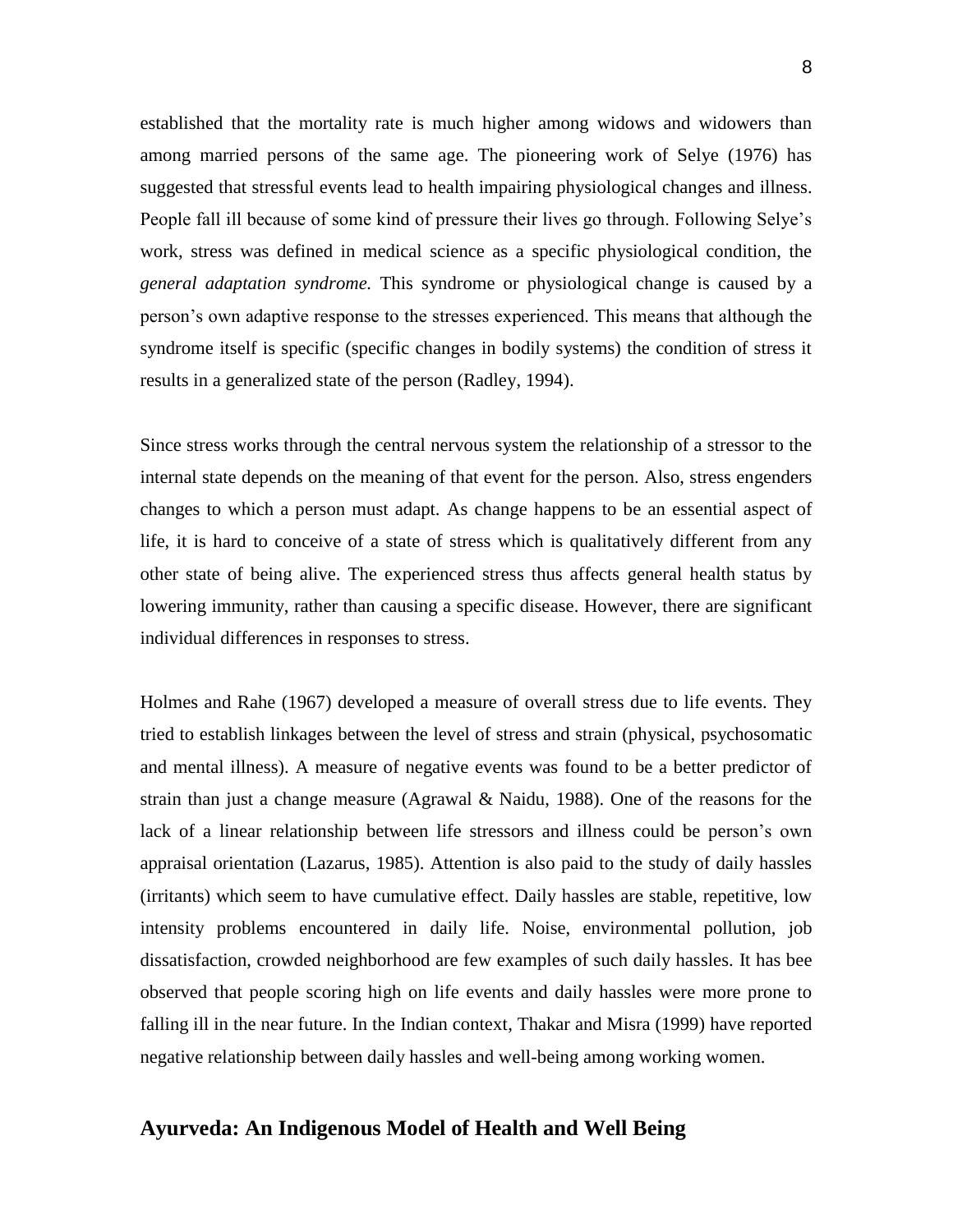established that the mortality rate is much higher among widows and widowers than among married persons of the same age. The pioneering work of Selye (1976) has suggested that stressful events lead to health impairing physiological changes and illness. People fall ill because of some kind of pressure their lives go through. Following Selye's work, stress was defined in medical science as a specific physiological condition, the *general adaptation syndrome.* This syndrome or physiological change is caused by a person's own adaptive response to the stresses experienced. This means that although the syndrome itself is specific (specific changes in bodily systems) the condition of stress it results in a generalized state of the person (Radley, 1994).

Since stress works through the central nervous system the relationship of a stressor to the internal state depends on the meaning of that event for the person. Also, stress engenders changes to which a person must adapt. As change happens to be an essential aspect of life, it is hard to conceive of a state of stress which is qualitatively different from any other state of being alive. The experienced stress thus affects general health status by lowering immunity, rather than causing a specific disease. However, there are significant individual differences in responses to stress.

Holmes and Rahe (1967) developed a measure of overall stress due to life events. They tried to establish linkages between the level of stress and strain (physical, psychosomatic and mental illness). A measure of negative events was found to be a better predictor of strain than just a change measure (Agrawal & Naidu, 1988). One of the reasons for the lack of a linear relationship between life stressors and illness could be person's own appraisal orientation (Lazarus, 1985). Attention is also paid to the study of daily hassles (irritants) which seem to have cumulative effect. Daily hassles are stable, repetitive, low intensity problems encountered in daily life. Noise, environmental pollution, job dissatisfaction, crowded neighborhood are few examples of such daily hassles. It has bee observed that people scoring high on life events and daily hassles were more prone to falling ill in the near future. In the Indian context, Thakar and Misra (1999) have reported negative relationship between daily hassles and well-being among working women.

## Ayurveda: An Indigenous Model of Health and Well Being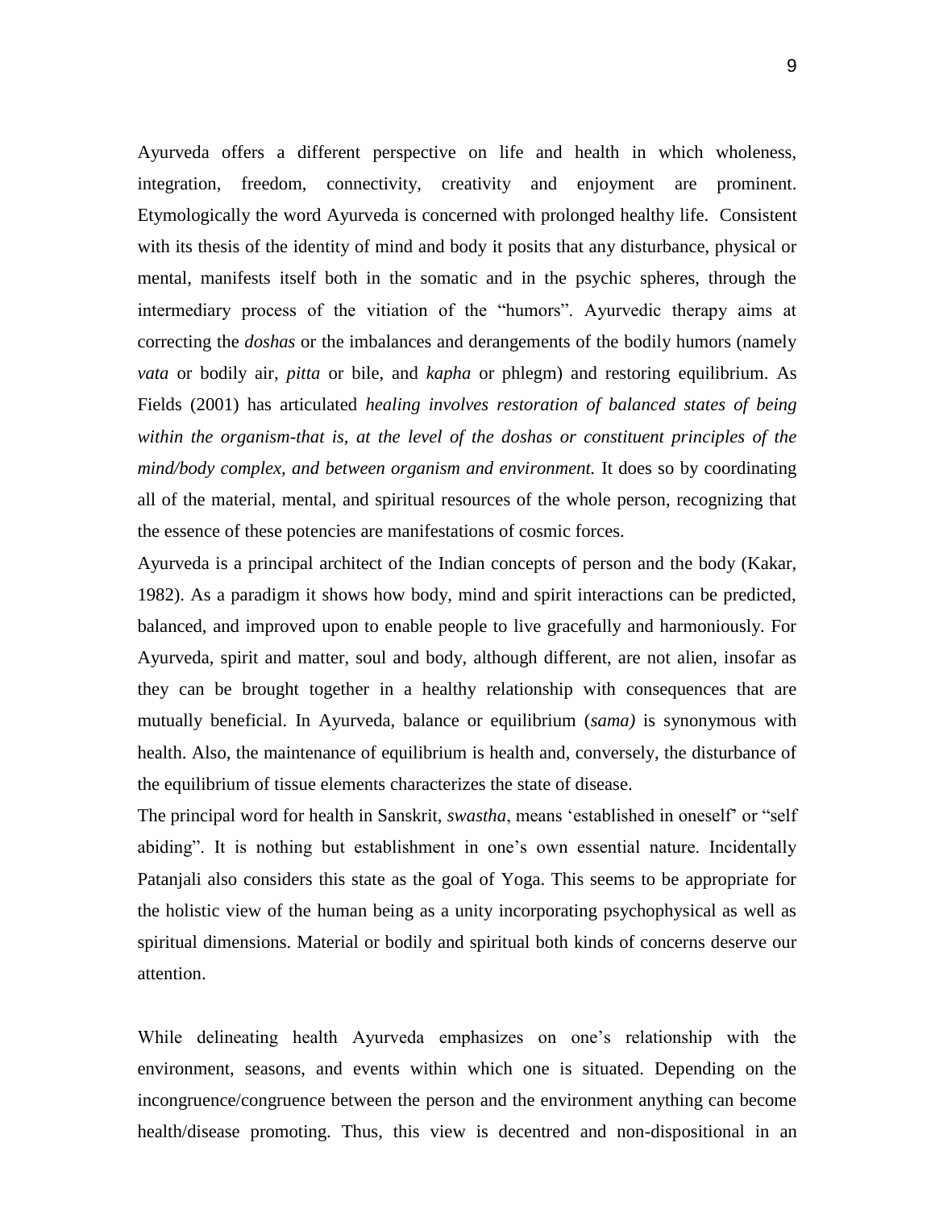Ayurveda offers a different perspective on life and health in which wholeness, integration, freedom, connectivity, creativity and enjoyment are prominent. Etymologically the word Ayurveda is concerned with prolonged healthy life. Consistent with its thesis of the identity of mind and body it posits that any disturbance, physical or mental, manifests itself both in the somatic and in the psychic spheres, through the intermediary process of the vitiation of the "humors". Ayurvedic therapy aims at correcting the *doshas* or the imbalances and derangements of the bodily humors (namely *vata* or bodily air, *pitta* or bile, and *kapha* or phlegm) and restoring equilibrium. As Fields (2001) has articulated *healing involves restoration of balanced states of being within the organism-that is, at the level of the doshas or constituent principles of the mind/body complex, and between organism and environment.* It does so by coordinating all of the material, mental, and spiritual resources of the whole person, recognizing that the essence of these potencies are manifestations of cosmic forces.

Ayurveda is a principal architect of the Indian concepts of person and the body (Kakar, 1982). As a paradigm it shows how body, mind and spirit interactions can be predicted, balanced, and improved upon to enable people to live gracefully and harmoniously. For Ayurveda, spirit and matter, soul and body, although different, are not alien, insofar as they can be brought together in a healthy relationship with consequences that are mutually beneficial. In Ayurveda, balance or equilibrium (*sama)* is synonymous with health. Also, the maintenance of equilibrium is health and, conversely, the disturbance of the equilibrium of tissue elements characterizes the state of disease.

The principal word for health in Sanskrit, *swastha*, means 'established in oneself' or "self abiding". It is nothing but establishment in one's own essential nature. Incidentally Patanjali also considers this state as the goal of Yoga. This seems to be appropriate for the holistic view of the human being as a unity incorporating psychophysical as well as spiritual dimensions. Material or bodily and spiritual both kinds of concerns deserve our attention.

While delineating health Ayurveda emphasizes on one's relationship with the environment, seasons, and events within which one is situated. Depending on the incongruence/congruence between the person and the environment anything can become health/disease promoting. Thus, this view is decentred and non-dispositional in an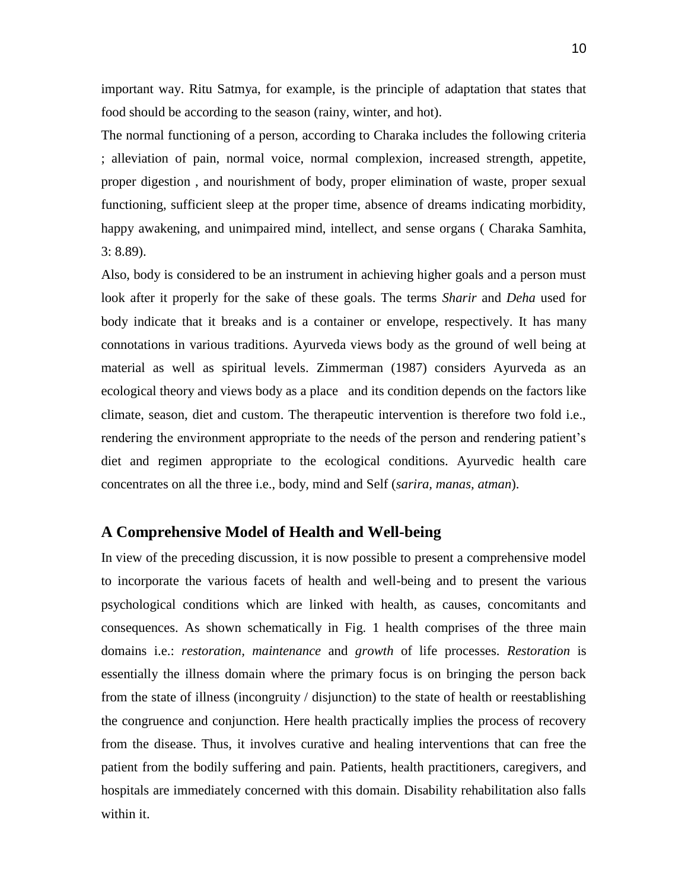important way. Ritu Satmya, for example, is the principle of adaptation that states that food should be according to the season (rainy, winter, and hot).

The normal functioning of a person, according to Charaka includes the following criteria ; alleviation of pain, normal voice, normal complexion, increased strength, appetite, proper digestion , and nourishment of body, proper elimination of waste, proper sexual functioning, sufficient sleep at the proper time, absence of dreams indicating morbidity, happy awakening, and unimpaired mind, intellect, and sense organs ( Charaka Samhita, 3: 8.89).

Also, body is considered to be an instrument in achieving higher goals and a person must look after it properly for the sake of these goals. The terms *Sharir* and *Deha* used for body indicate that it breaks and is a container or envelope, respectively. It has many connotations in various traditions. Ayurveda views body as the ground of well being at material as well as spiritual levels. Zimmerman (1987) considers Ayurveda as an ecological theory and views body as a place and its condition depends on the factors like climate, season, diet and custom. The therapeutic intervention is therefore two fold i.e., rendering the environment appropriate to the needs of the person and rendering patient's diet and regimen appropriate to the ecological conditions. Ayurvedic health care concentrates on all the three i.e., body, mind and Self (*sarira, manas, atman*).

## A Comprehensive Model of Health and Well-being

In view of the preceding discussion, it is now possible to present a comprehensive model to incorporate the various facets of health and well-being and to present the various psychological conditions which are linked with health, as causes, concomitants and consequences. As shown schematically in Fig. 1 health comprises of the three main domains i.e.: *restoration, maintenance* and *growth* of life processes. *Restoration* is essentially the illness domain where the primary focus is on bringing the person back from the state of illness (incongruity / disjunction) to the state of health or reestablishing the congruence and conjunction. Here health practically implies the process of recovery from the disease. Thus, it involves curative and healing interventions that can free the patient from the bodily suffering and pain. Patients, health practitioners, caregivers, and hospitals are immediately concerned with this domain. Disability rehabilitation also falls within it.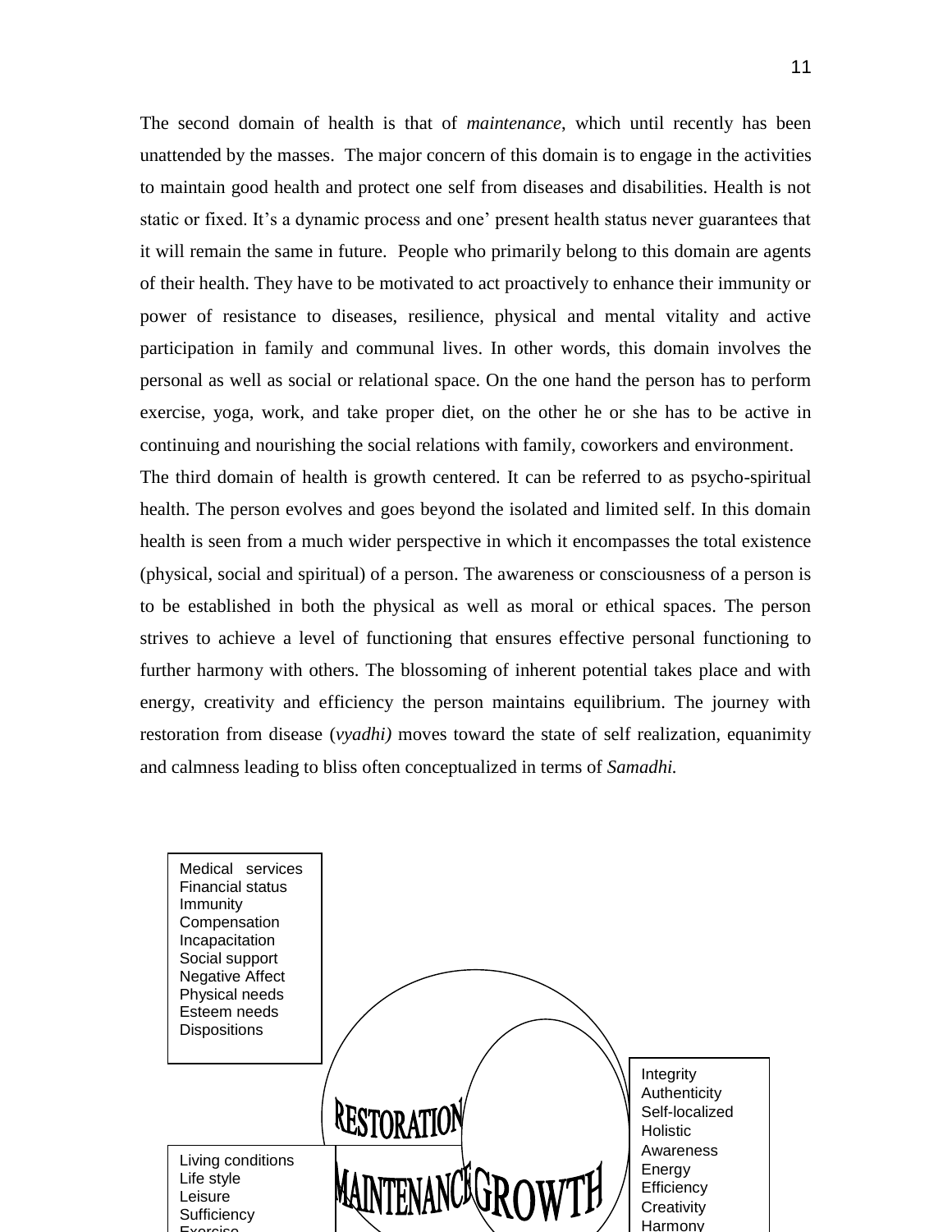The second domain of health is that of *maintenance*, which until recently has been unattended by the masses. The major concern of this domain is to engage in the activities to maintain good health and protect one self from diseases and disabilities. Health is not static or fixed. It's a dynamic process and one' present health status never guarantees that it will remain the same in future. People who primarily belong to this domain are agents of their health. They have to be motivated to act proactively to enhance their immunity or power of resistance to diseases, resilience, physical and mental vitality and active participation in family and communal lives. In other words, this domain involves the personal as well as social or relational space. On the one hand the person has to perform exercise, yoga, work, and take proper diet, on the other he or she has to be active in continuing and nourishing the social relations with family, coworkers and environment.

The third domain of health is growth centered. It can be referred to as psycho-spiritual health. The person evolves and goes beyond the isolated and limited self. In this domain health is seen from a much wider perspective in which it encompasses the total existence (physical, social and spiritual) of a person. The awareness or consciousness of a person is to be established in both the physical as well as moral or ethical spaces. The person strives to achieve a level of functioning that ensures effective personal functioning to further harmony with others. The blossoming of inherent potential takes place and with energy, creativity and efficiency the person maintains equilibrium. The journey with restoration from disease (*vyadhi)* moves toward the state of self realization, equanimity and calmness leading to bliss often conceptualized in terms of *Samadhi.*

Medical services
Financial status
Immunity
Compensation
Incapacitation
Social support
Negative Affect
Physical needs
Esteem needs
Dispositions

RESTORATION

MAINTENANCE GROWTH

Integrity
Authenticity
Self-localized
Holistic
Awareness
Energy
Efficiency
Creativity
Harmony

Living conditions
Life style
Leisure
Sufficiency
Exercise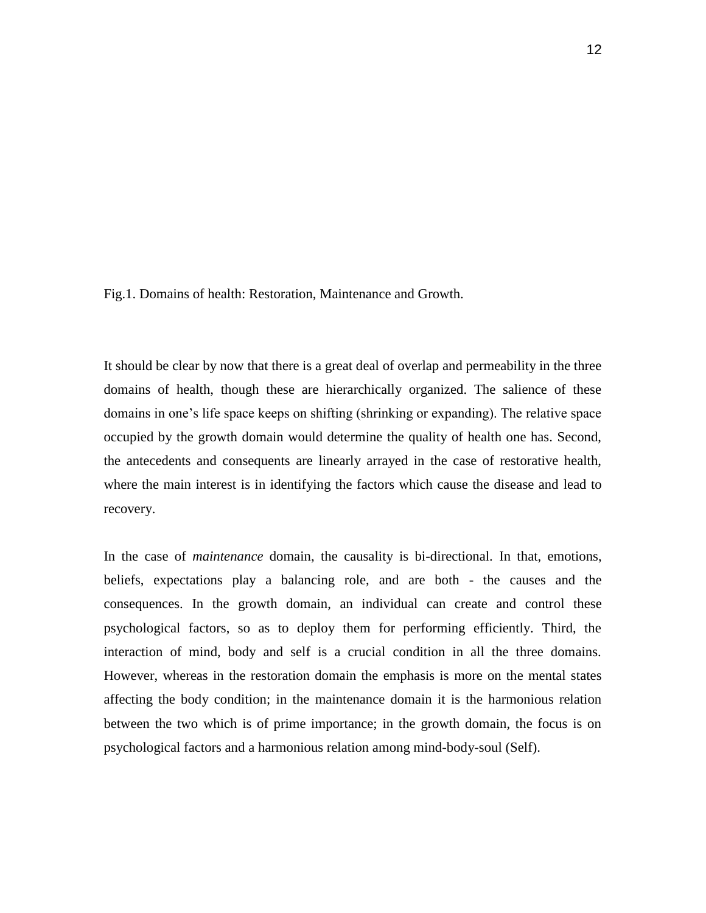Fig.1. Domains of health: Restoration, Maintenance and Growth.

It should be clear by now that there is a great deal of overlap and permeability in the three domains of health, though these are hierarchically organized. The salience of these domains in one's life space keeps on shifting (shrinking or expanding). The relative space occupied by the growth domain would determine the quality of health one has. Second, the antecedents and consequents are linearly arrayed in the case of restorative health, where the main interest is in identifying the factors which cause the disease and lead to recovery.

In the case of *maintenance* domain, the causality is bi-directional. In that, emotions, beliefs, expectations play a balancing role, and are both - the causes and the consequences. In the growth domain, an individual can create and control these psychological factors, so as to deploy them for performing efficiently. Third, the interaction of mind, body and self is a crucial condition in all the three domains. However, whereas in the restoration domain the emphasis is more on the mental states affecting the body condition; in the maintenance domain it is the harmonious relation between the two which is of prime importance; in the growth domain, the focus is on psychological factors and a harmonious relation among mind-body-soul (Self).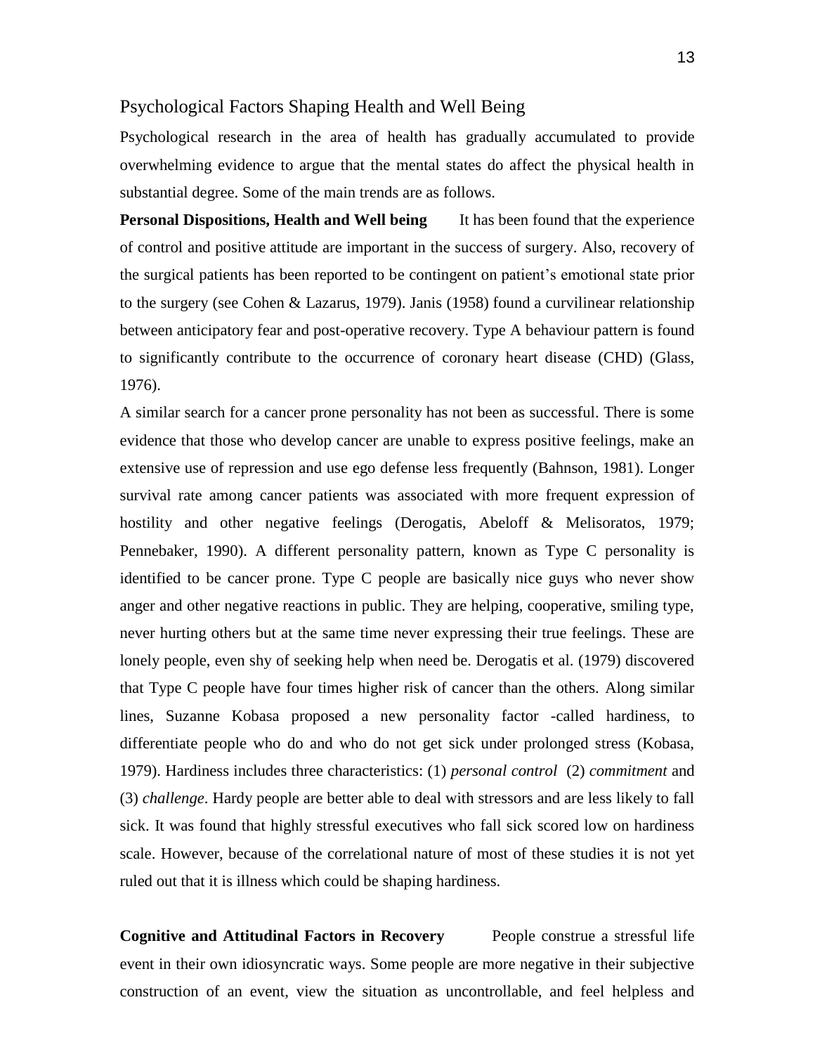## Psychological Factors Shaping Health and Well Being

Psychological research in the area of health has gradually accumulated to provide overwhelming evidence to argue that the mental states do affect the physical health in substantial degree. Some of the main trends are as follows.

**Personal Dispositions, Health and Well being** It has been found that the experience of control and positive attitude are important in the success of surgery. Also, recovery of the surgical patients has been reported to be contingent on patient's emotional state prior to the surgery (see Cohen & Lazarus, 1979). Janis (1958) found a curvilinear relationship between anticipatory fear and post-operative recovery. Type A behaviour pattern is found to significantly contribute to the occurrence of coronary heart disease (CHD) (Glass, 1976).

A similar search for a cancer prone personality has not been as successful. There is some evidence that those who develop cancer are unable to express positive feelings, make an extensive use of repression and use ego defense less frequently (Bahnson, 1981). Longer survival rate among cancer patients was associated with more frequent expression of hostility and other negative feelings (Derogatis, Abeloff & Melisoratos, 1979; Pennebaker, 1990). A different personality pattern, known as Type C personality is identified to be cancer prone. Type C people are basically nice guys who never show anger and other negative reactions in public. They are helping, cooperative, smiling type, never hurting others but at the same time never expressing their true feelings. These are lonely people, even shy of seeking help when need be. Derogatis et al. (1979) discovered that Type C people have four times higher risk of cancer than the others. Along similar lines, Suzanne Kobasa proposed a new personality factor -called hardiness, to differentiate people who do and who do not get sick under prolonged stress (Kobasa, 1979). Hardiness includes three characteristics: (1) *personal control* (2) *commitment* and (3) *challenge*. Hardy people are better able to deal with stressors and are less likely to fall sick. It was found that highly stressful executives who fall sick scored low on hardiness scale. However, because of the correlational nature of most of these studies it is not yet ruled out that it is illness which could be shaping hardiness.

**Cognitive and Attitudinal Factors in Recovery** People construe a stressful life event in their own idiosyncratic ways. Some people are more negative in their subjective construction of an event, view the situation as uncontrollable, and feel helpless and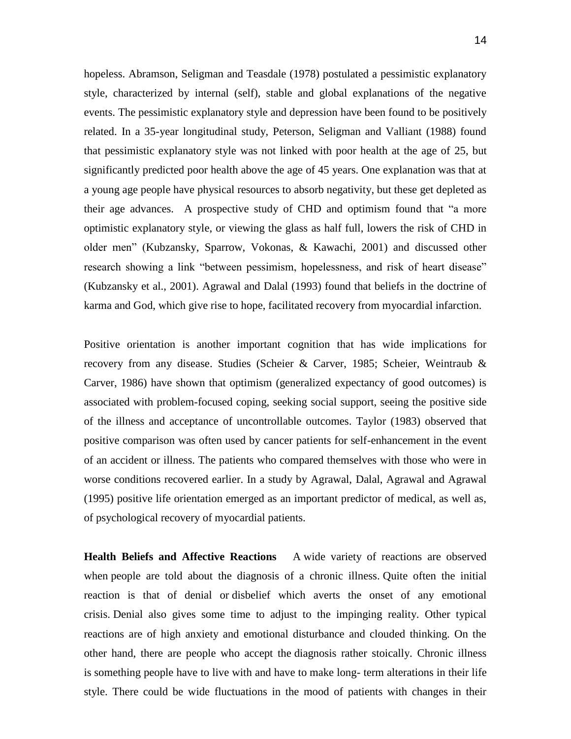hopeless. Abramson, Seligman and Teasdale (1978) postulated a pessimistic explanatory style, characterized by internal (self), stable and global explanations of the negative events. The pessimistic explanatory style and depression have been found to be positively related. In a 35-year longitudinal study, Peterson, Seligman and Valliant (1988) found that pessimistic explanatory style was not linked with poor health at the age of 25, but significantly predicted poor health above the age of 45 years. One explanation was that at a young age people have physical resources to absorb negativity, but these get depleted as their age advances. A prospective study of CHD and optimism found that "a more optimistic explanatory style, or viewing the glass as half full, lowers the risk of CHD in older men" (Kubzansky, Sparrow, Vokonas, & Kawachi, 2001) and discussed other research showing a link "between pessimism, hopelessness, and risk of heart disease" (Kubzansky et al., 2001). Agrawal and Dalal (1993) found that beliefs in the doctrine of karma and God, which give rise to hope, facilitated recovery from myocardial infarction.

Positive orientation is another important cognition that has wide implications for recovery from any disease. Studies (Scheier & Carver, 1985; Scheier, Weintraub & Carver, 1986) have shown that optimism (generalized expectancy of good outcomes) is associated with problem-focused coping, seeking social support, seeing the positive side of the illness and acceptance of uncontrollable outcomes. Taylor (1983) observed that positive comparison was often used by cancer patients for self-enhancement in the event of an accident or illness. The patients who compared themselves with those who were in worse conditions recovered earlier. In a study by Agrawal, Dalal, Agrawal and Agrawal (1995) positive life orientation emerged as an important predictor of medical, as well as, of psychological recovery of myocardial patients.

**Health Beliefs and Affective Reactions** A wide variety of reactions are observed when people are told about the diagnosis of a chronic illness. Quite often the initial reaction is that of denial or disbelief which averts the onset of any emotional crisis. Denial also gives some time to adjust to the impinging reality. Other typical reactions are of high anxiety and emotional disturbance and clouded thinking. On the other hand, there are people who accept the diagnosis rather stoically. Chronic illness is something people have to live with and have to make long- term alterations in their life style. There could be wide fluctuations in the mood of patients with changes in their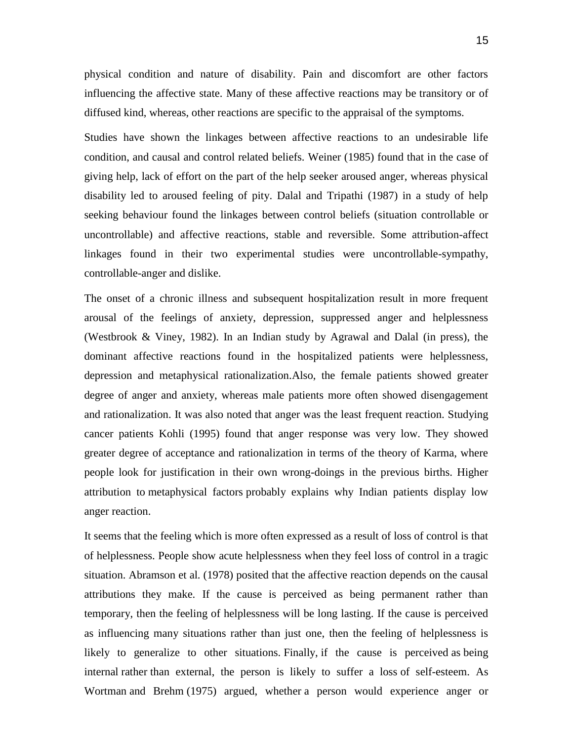physical condition and nature of disability. Pain and discomfort are other factors influencing the affective state. Many of these affective reactions may be transitory or of diffused kind, whereas, other reactions are specific to the appraisal of the symptoms.

Studies have shown the linkages between affective reactions to an undesirable life condition, and causal and control related beliefs. Weiner (1985) found that in the case of giving help, lack of effort on the part of the help seeker aroused anger, whereas physical disability led to aroused feeling of pity. Dalal and Tripathi (1987) in a study of help seeking behaviour found the linkages between control beliefs (situation controllable or uncontrollable) and affective reactions, stable and reversible. Some attribution-affect linkages found in their two experimental studies were uncontrollable-sympathy, controllable-anger and dislike.

The onset of a chronic illness and subsequent hospitalization result in more frequent arousal of the feelings of anxiety, depression, suppressed anger and helplessness (Westbrook & Viney, 1982). In an Indian study by Agrawal and Dalal (in press), the dominant affective reactions found in the hospitalized patients were helplessness, depression and metaphysical rationalization.Also, the female patients showed greater degree of anger and anxiety, whereas male patients more often showed disengagement and rationalization. It was also noted that anger was the least frequent reaction. Studying cancer patients Kohli (1995) found that anger response was very low. They showed greater degree of acceptance and rationalization in terms of the theory of Karma, where people look for justification in their own wrong-doings in the previous births. Higher attribution to metaphysical factors probably explains why Indian patients display low anger reaction.

It seems that the feeling which is more often expressed as a result of loss of control is that of helplessness. People show acute helplessness when they feel loss of control in a tragic situation. Abramson et al. (1978) posited that the affective reaction depends on the causal attributions they make. If the cause is perceived as being permanent rather than temporary, then the feeling of helplessness will be long lasting. If the cause is perceived as influencing many situations rather than just one, then the feeling of helplessness is likely to generalize to other situations. Finally, if the cause is perceived as being internal rather than external, the person is likely to suffer a loss of self-esteem. As Wortman and Brehm (1975) argued, whether a person would experience anger or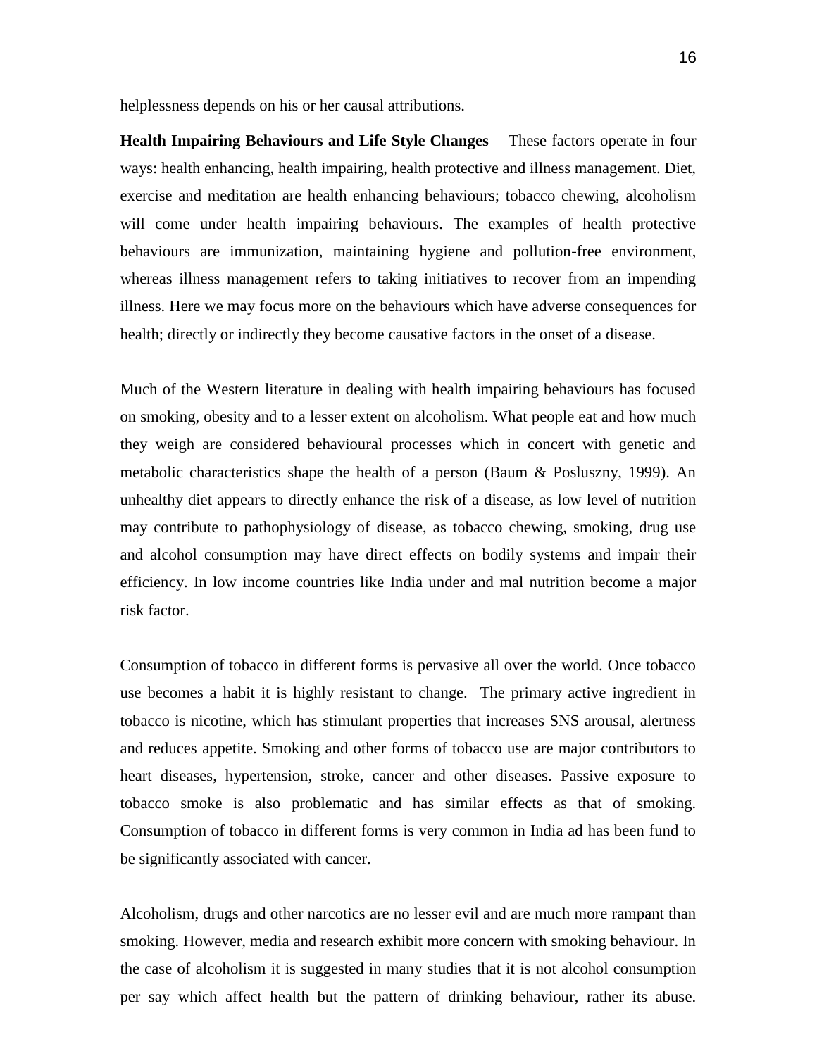helplessness depends on his or her causal attributions.

**Health Impairing Behaviours and Life Style Changes** These factors operate in four ways: health enhancing, health impairing, health protective and illness management. Diet, exercise and meditation are health enhancing behaviours; tobacco chewing, alcoholism will come under health impairing behaviours. The examples of health protective behaviours are immunization, maintaining hygiene and pollution-free environment, whereas illness management refers to taking initiatives to recover from an impending illness. Here we may focus more on the behaviours which have adverse consequences for health; directly or indirectly they become causative factors in the onset of a disease.

Much of the Western literature in dealing with health impairing behaviours has focused on smoking, obesity and to a lesser extent on alcoholism. What people eat and how much they weigh are considered behavioural processes which in concert with genetic and metabolic characteristics shape the health of a person (Baum & Posluszny, 1999). An unhealthy diet appears to directly enhance the risk of a disease, as low level of nutrition may contribute to pathophysiology of disease, as tobacco chewing, smoking, drug use and alcohol consumption may have direct effects on bodily systems and impair their efficiency. In low income countries like India under and mal nutrition become a major risk factor.

Consumption of tobacco in different forms is pervasive all over the world. Once tobacco use becomes a habit it is highly resistant to change. The primary active ingredient in tobacco is nicotine, which has stimulant properties that increases SNS arousal, alertness and reduces appetite. Smoking and other forms of tobacco use are major contributors to heart diseases, hypertension, stroke, cancer and other diseases. Passive exposure to tobacco smoke is also problematic and has similar effects as that of smoking. Consumption of tobacco in different forms is very common in India ad has been fund to be significantly associated with cancer.

Alcoholism, drugs and other narcotics are no lesser evil and are much more rampant than smoking. However, media and research exhibit more concern with smoking behaviour. In the case of alcoholism it is suggested in many studies that it is not alcohol consumption per say which affect health but the pattern of drinking behaviour, rather its abuse.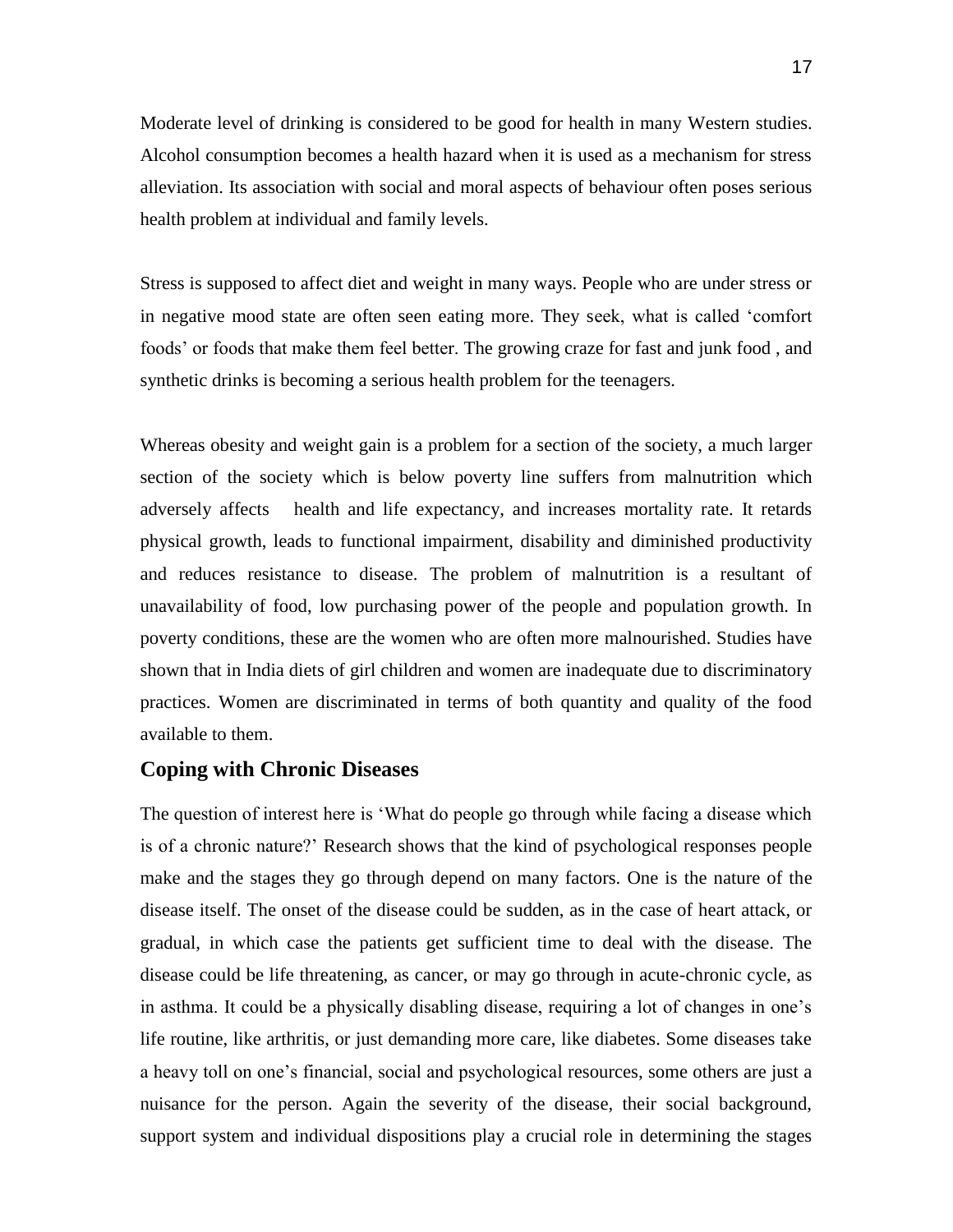Moderate level of drinking is considered to be good for health in many Western studies. Alcohol consumption becomes a health hazard when it is used as a mechanism for stress alleviation. Its association with social and moral aspects of behaviour often poses serious health problem at individual and family levels.

Stress is supposed to affect diet and weight in many ways. People who are under stress or in negative mood state are often seen eating more. They seek, what is called 'comfort foods' or foods that make them feel better. The growing craze for fast and junk food , and synthetic drinks is becoming a serious health problem for the teenagers.

Whereas obesity and weight gain is a problem for a section of the society, a much larger section of the society which is below poverty line suffers from malnutrition which adversely affects health and life expectancy, and increases mortality rate. It retards physical growth, leads to functional impairment, disability and diminished productivity and reduces resistance to disease. The problem of malnutrition is a resultant of unavailability of food, low purchasing power of the people and population growth. In poverty conditions, these are the women who are often more malnourished. Studies have shown that in India diets of girl children and women are inadequate due to discriminatory practices. Women are discriminated in terms of both quantity and quality of the food available to them.

## Coping with Chronic Diseases

The question of interest here is 'What do people go through while facing a disease which is of a chronic nature?' Research shows that the kind of psychological responses people make and the stages they go through depend on many factors. One is the nature of the disease itself. The onset of the disease could be sudden, as in the case of heart attack, or gradual, in which case the patients get sufficient time to deal with the disease. The disease could be life threatening, as cancer, or may go through in acute-chronic cycle, as in asthma. It could be a physically disabling disease, requiring a lot of changes in one's life routine, like arthritis, or just demanding more care, like diabetes. Some diseases take a heavy toll on one's financial, social and psychological resources, some others are just a nuisance for the person. Again the severity of the disease, their social background, support system and individual dispositions play a crucial role in determining the stages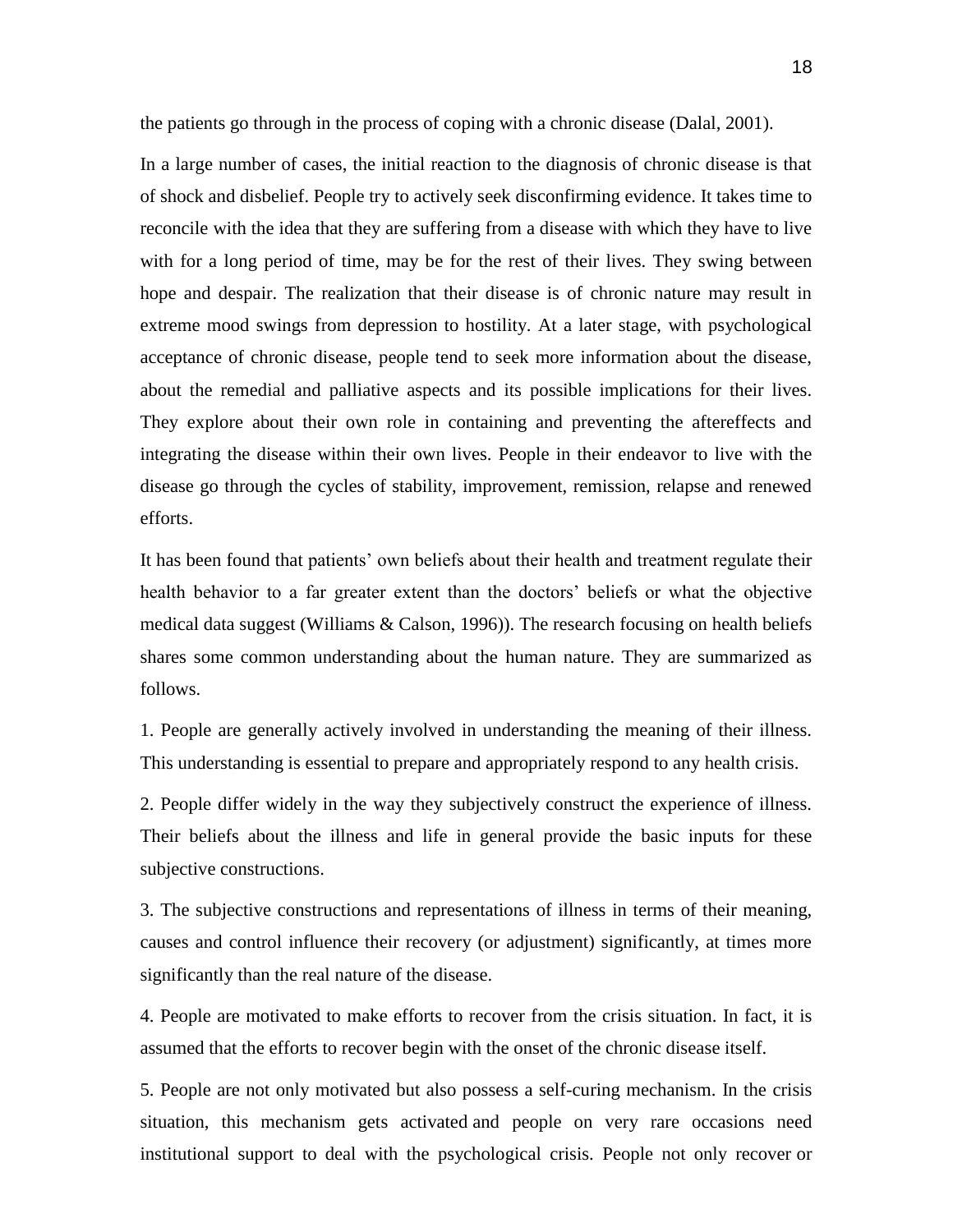the patients go through in the process of coping with a chronic disease (Dalal, 2001).

In a large number of cases, the initial reaction to the diagnosis of chronic disease is that of shock and disbelief. People try to actively seek disconfirming evidence. It takes time to reconcile with the idea that they are suffering from a disease with which they have to live with for a long period of time, may be for the rest of their lives. They swing between hope and despair. The realization that their disease is of chronic nature may result in extreme mood swings from depression to hostility. At a later stage, with psychological acceptance of chronic disease, people tend to seek more information about the disease, about the remedial and palliative aspects and its possible implications for their lives. They explore about their own role in containing and preventing the aftereffects and integrating the disease within their own lives. People in their endeavor to live with the disease go through the cycles of stability, improvement, remission, relapse and renewed efforts.

It has been found that patients' own beliefs about their health and treatment regulate their health behavior to a far greater extent than the doctors' beliefs or what the objective medical data suggest (Williams & Calson, 1996)). The research focusing on health beliefs shares some common understanding about the human nature. They are summarized as follows.

1. People are generally actively involved in understanding the meaning of their illness. This understanding is essential to prepare and appropriately respond to any health crisis.

2. People differ widely in the way they subjectively construct the experience of illness. Their beliefs about the illness and life in general provide the basic inputs for these subjective constructions.

3. The subjective constructions and representations of illness in terms of their meaning, causes and control influence their recovery (or adjustment) significantly, at times more significantly than the real nature of the disease.

4. People are motivated to make efforts to recover from the crisis situation. In fact, it is assumed that the efforts to recover begin with the onset of the chronic disease itself.

5. People are not only motivated but also possess a self-curing mechanism. In the crisis situation, this mechanism gets activated and people on very rare occasions need institutional support to deal with the psychological crisis. People not only recover or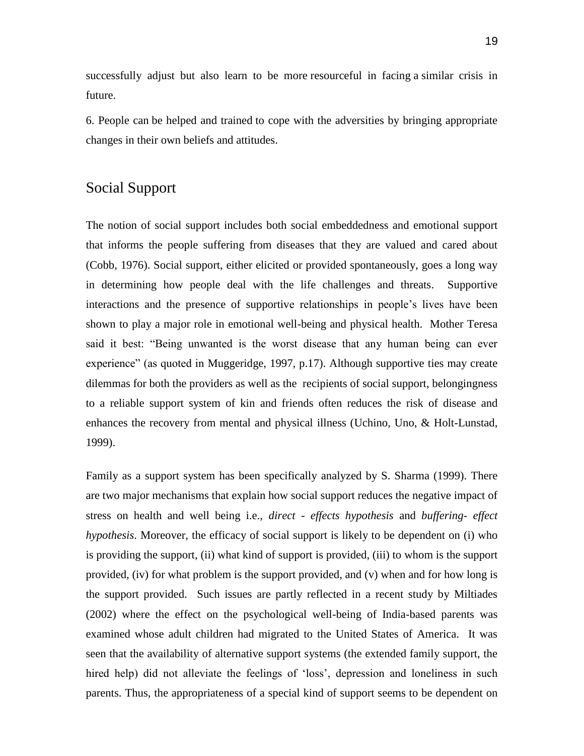successfully adjust but also learn to be more resourceful in facing a similar crisis in future.

6. People can be helped and trained to cope with the adversities by bringing appropriate changes in their own beliefs and attitudes.

## Social Support

The notion of social support includes both social embeddedness and emotional support that informs the people suffering from diseases that they are valued and cared about (Cobb, 1976). Social support, either elicited or provided spontaneously, goes a long way in determining how people deal with the life challenges and threats. Supportive interactions and the presence of supportive relationships in people's lives have been shown to play a major role in emotional well-being and physical health. Mother Teresa said it best: "Being unwanted is the worst disease that any human being can ever experience" (as quoted in Muggeridge, 1997, p.17). Although supportive ties may create dilemmas for both the providers as well as the recipients of social support, belongingness to a reliable support system of kin and friends often reduces the risk of disease and enhances the recovery from mental and physical illness (Uchino, Uno, & Holt-Lunstad, 1999).

Family as a support system has been specifically analyzed by S. Sharma (1999). There are two major mechanisms that explain how social support reduces the negative impact of stress on health and well being i.e., *direct - effects hypothesis* and *buffering- effect hypothesis*. Moreover, the efficacy of social support is likely to be dependent on (i) who is providing the support, (ii) what kind of support is provided, (iii) to whom is the support provided, (iv) for what problem is the support provided, and (v) when and for how long is the support provided. Such issues are partly reflected in a recent study by Miltiades (2002) where the effect on the psychological well-being of India-based parents was examined whose adult children had migrated to the United States of America. It was seen that the availability of alternative support systems (the extended family support, the hired help) did not alleviate the feelings of 'loss', depression and loneliness in such parents. Thus, the appropriateness of a special kind of support seems to be dependent on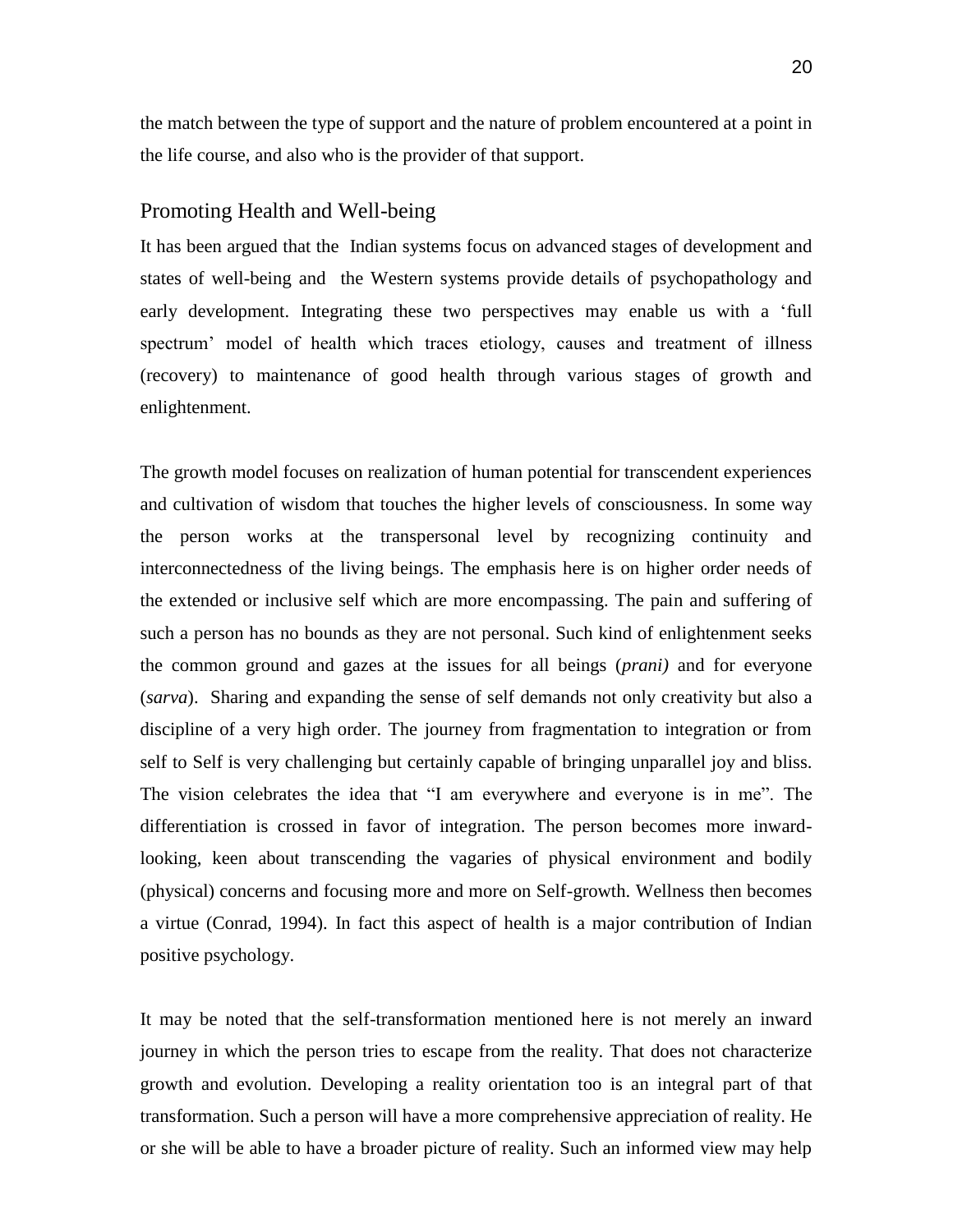the match between the type of support and the nature of problem encountered at a point in the life course, and also who is the provider of that support.

## Promoting Health and Well-being

It has been argued that the Indian systems focus on advanced stages of development and states of well-being and the Western systems provide details of psychopathology and early development. Integrating these two perspectives may enable us with a 'full spectrum' model of health which traces etiology, causes and treatment of illness (recovery) to maintenance of good health through various stages of growth and enlightenment.

The growth model focuses on realization of human potential for transcendent experiences and cultivation of wisdom that touches the higher levels of consciousness. In some way the person works at the transpersonal level by recognizing continuity and interconnectedness of the living beings. The emphasis here is on higher order needs of the extended or inclusive self which are more encompassing. The pain and suffering of such a person has no bounds as they are not personal. Such kind of enlightenment seeks the common ground and gazes at the issues for all beings (*prani)* and for everyone (*sarva*). Sharing and expanding the sense of self demands not only creativity but also a discipline of a very high order. The journey from fragmentation to integration or from self to Self is very challenging but certainly capable of bringing unparallel joy and bliss. The vision celebrates the idea that "I am everywhere and everyone is in me". The differentiation is crossed in favor of integration. The person becomes more inward-looking, keen about transcending the vagaries of physical environment and bodily (physical) concerns and focusing more and more on Self-growth. Wellness then becomes a virtue (Conrad, 1994). In fact this aspect of health is a major contribution of Indian positive psychology.

It may be noted that the self-transformation mentioned here is not merely an inward journey in which the person tries to escape from the reality. That does not characterize growth and evolution. Developing a reality orientation too is an integral part of that transformation. Such a person will have a more comprehensive appreciation of reality. He or she will be able to have a broader picture of reality. Such an informed view may help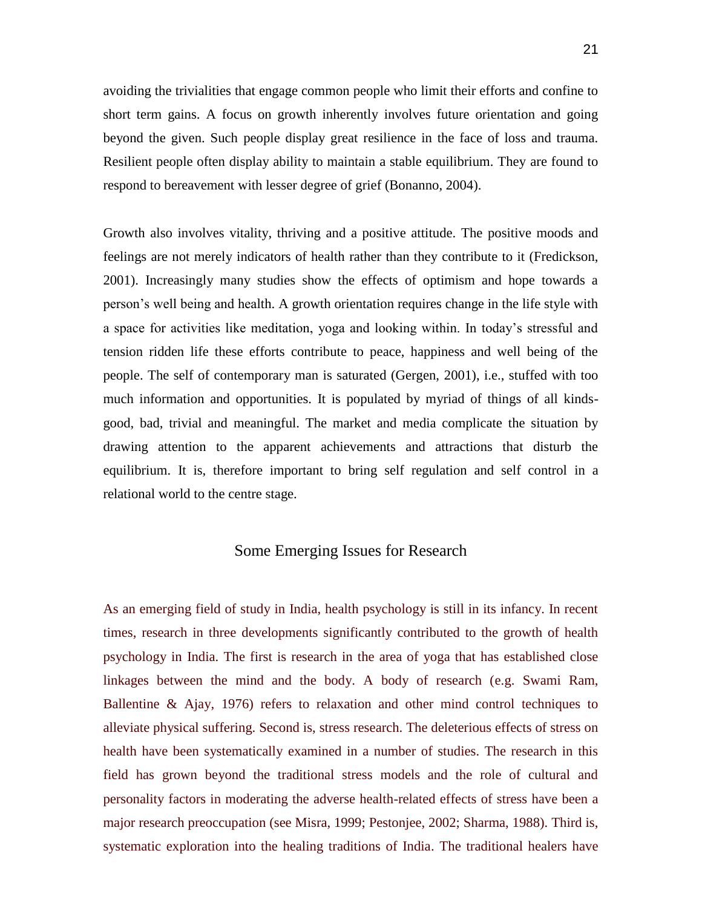avoiding the trivialities that engage common people who limit their efforts and confine to short term gains. A focus on growth inherently involves future orientation and going beyond the given. Such people display great resilience in the face of loss and trauma. Resilient people often display ability to maintain a stable equilibrium. They are found to respond to bereavement with lesser degree of grief (Bonanno, 2004).

Growth also involves vitality, thriving and a positive attitude. The positive moods and feelings are not merely indicators of health rather than they contribute to it (Fredickson, 2001). Increasingly many studies show the effects of optimism and hope towards a person's well being and health. A growth orientation requires change in the life style with a space for activities like meditation, yoga and looking within. In today's stressful and tension ridden life these efforts contribute to peace, happiness and well being of the people. The self of contemporary man is saturated (Gergen, 2001), i.e., stuffed with too much information and opportunities. It is populated by myriad of things of all kinds- good, bad, trivial and meaningful. The market and media complicate the situation by drawing attention to the apparent achievements and attractions that disturb the equilibrium. It is, therefore important to bring self regulation and self control in a relational world to the centre stage.

## Some Emerging Issues for Research

As an emerging field of study in India, health psychology is still in its infancy. In recent times, research in three developments significantly contributed to the growth of health psychology in India. The first is research in the area of yoga that has established close linkages between the mind and the body. A body of research (e.g. Swami Ram, Ballentine & Ajay, 1976) refers to relaxation and other mind control techniques to alleviate physical suffering. Second is, stress research. The deleterious effects of stress on health have been systematically examined in a number of studies. The research in this field has grown beyond the traditional stress models and the role of cultural and personality factors in moderating the adverse health-related effects of stress have been a major research preoccupation (see Misra, 1999; Pestonjee, 2002; Sharma, 1988). Third is, systematic exploration into the healing traditions of India. The traditional healers have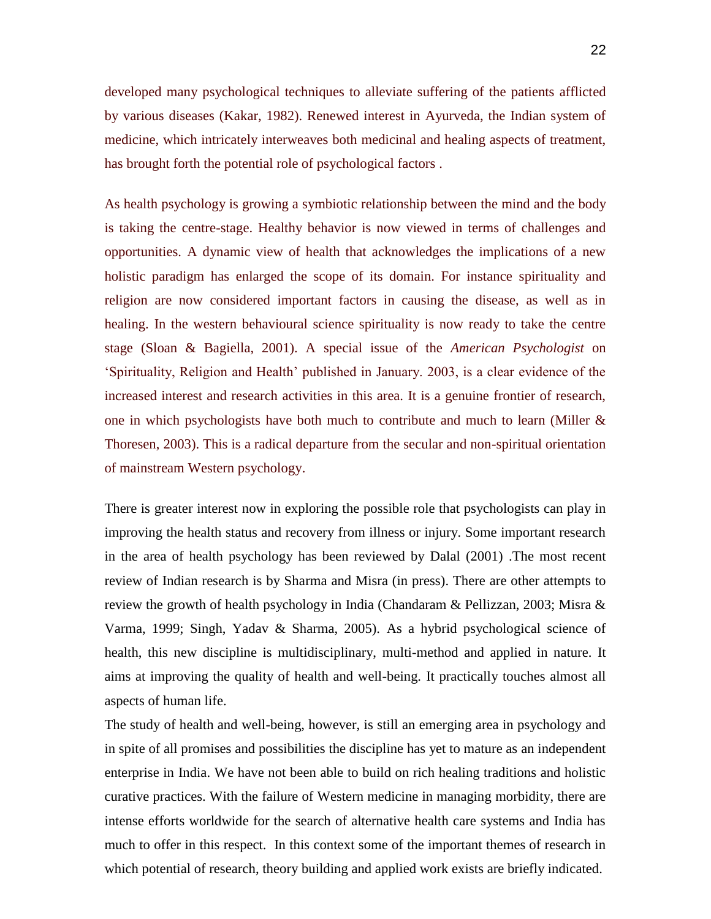developed many psychological techniques to alleviate suffering of the patients afflicted by various diseases (Kakar, 1982). Renewed interest in Ayurveda, the Indian system of medicine, which intricately interweaves both medicinal and healing aspects of treatment, has brought forth the potential role of psychological factors .

As health psychology is growing a symbiotic relationship between the mind and the body is taking the centre-stage. Healthy behavior is now viewed in terms of challenges and opportunities. A dynamic view of health that acknowledges the implications of a new holistic paradigm has enlarged the scope of its domain. For instance spirituality and religion are now considered important factors in causing the disease, as well as in healing. In the western behavioural science spirituality is now ready to take the centre stage (Sloan & Bagiella, 2001). A special issue of the *American Psychologist* on 'Spirituality, Religion and Health' published in January. 2003, is a clear evidence of the increased interest and research activities in this area. It is a genuine frontier of research, one in which psychologists have both much to contribute and much to learn (Miller & Thoresen, 2003). This is a radical departure from the secular and non-spiritual orientation of mainstream Western psychology.

There is greater interest now in exploring the possible role that psychologists can play in improving the health status and recovery from illness or injury. Some important research in the area of health psychology has been reviewed by Dalal (2001) .The most recent review of Indian research is by Sharma and Misra (in press). There are other attempts to review the growth of health psychology in India (Chandaram & Pellizzan, 2003; Misra & Varma, 1999; Singh, Yadav & Sharma, 2005). As a hybrid psychological science of health, this new discipline is multidisciplinary, multi-method and applied in nature. It aims at improving the quality of health and well-being. It practically touches almost all aspects of human life.

The study of health and well-being, however, is still an emerging area in psychology and in spite of all promises and possibilities the discipline has yet to mature as an independent enterprise in India. We have not been able to build on rich healing traditions and holistic curative practices. With the failure of Western medicine in managing morbidity, there are intense efforts worldwide for the search of alternative health care systems and India has much to offer in this respect. In this context some of the important themes of research in which potential of research, theory building and applied work exists are briefly indicated.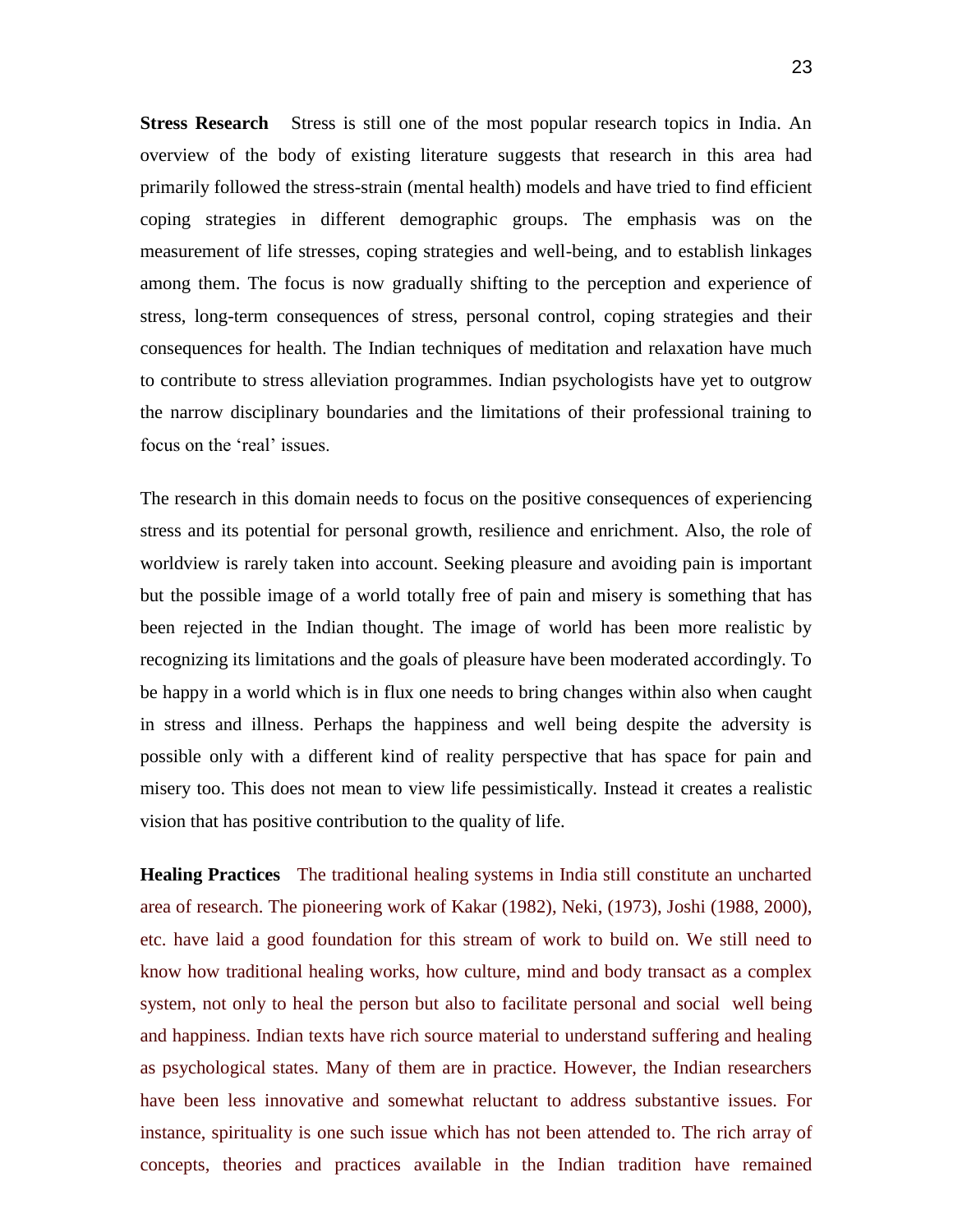**Stress Research** Stress is still one of the most popular research topics in India. An overview of the body of existing literature suggests that research in this area had primarily followed the stress-strain (mental health) models and have tried to find efficient coping strategies in different demographic groups. The emphasis was on the measurement of life stresses, coping strategies and well-being, and to establish linkages among them. The focus is now gradually shifting to the perception and experience of stress, long-term consequences of stress, personal control, coping strategies and their consequences for health. The Indian techniques of meditation and relaxation have much to contribute to stress alleviation programmes. Indian psychologists have yet to outgrow the narrow disciplinary boundaries and the limitations of their professional training to focus on the 'real' issues.

The research in this domain needs to focus on the positive consequences of experiencing stress and its potential for personal growth, resilience and enrichment. Also, the role of worldview is rarely taken into account. Seeking pleasure and avoiding pain is important but the possible image of a world totally free of pain and misery is something that has been rejected in the Indian thought. The image of world has been more realistic by recognizing its limitations and the goals of pleasure have been moderated accordingly. To be happy in a world which is in flux one needs to bring changes within also when caught in stress and illness. Perhaps the happiness and well being despite the adversity is possible only with a different kind of reality perspective that has space for pain and misery too. This does not mean to view life pessimistically. Instead it creates a realistic vision that has positive contribution to the quality of life.

**Healing Practices** The traditional healing systems in India still constitute an uncharted area of research. The pioneering work of Kakar (1982), Neki, (1973), Joshi (1988, 2000), etc. have laid a good foundation for this stream of work to build on. We still need to know how traditional healing works, how culture, mind and body transact as a complex system, not only to heal the person but also to facilitate personal and social well being and happiness. Indian texts have rich source material to understand suffering and healing as psychological states. Many of them are in practice. However, the Indian researchers have been less innovative and somewhat reluctant to address substantive issues. For instance, spirituality is one such issue which has not been attended to. The rich array of concepts, theories and practices available in the Indian tradition have remained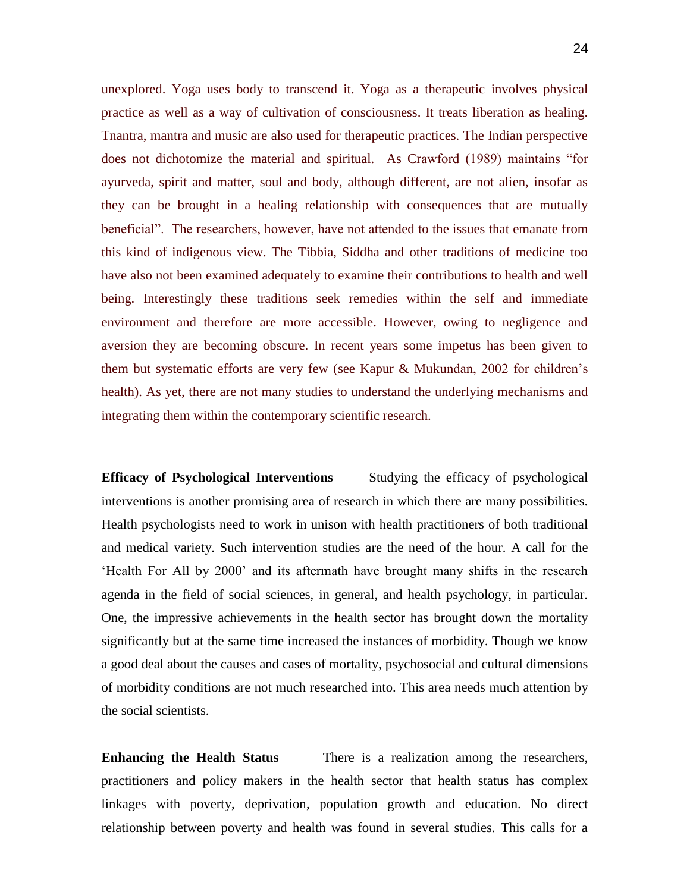unexplored. Yoga uses body to transcend it. Yoga as a therapeutic involves physical practice as well as a way of cultivation of consciousness. It treats liberation as healing. Tnantra, mantra and music are also used for therapeutic practices. The Indian perspective does not dichotomize the material and spiritual. As Crawford (1989) maintains "for ayurveda, spirit and matter, soul and body, although different, are not alien, insofar as they can be brought in a healing relationship with consequences that are mutually beneficial". The researchers, however, have not attended to the issues that emanate from this kind of indigenous view. The Tibbia, Siddha and other traditions of medicine too have also not been examined adequately to examine their contributions to health and well being. Interestingly these traditions seek remedies within the self and immediate environment and therefore are more accessible. However, owing to negligence and aversion they are becoming obscure. In recent years some impetus has been given to them but systematic efforts are very few (see Kapur & Mukundan, 2002 for children's health). As yet, there are not many studies to understand the underlying mechanisms and integrating them within the contemporary scientific research.

**Efficacy of Psychological Interventions** Studying the efficacy of psychological interventions is another promising area of research in which there are many possibilities. Health psychologists need to work in unison with health practitioners of both traditional and medical variety. Such intervention studies are the need of the hour. A call for the 'Health For All by 2000' and its aftermath have brought many shifts in the research agenda in the field of social sciences, in general, and health psychology, in particular. One, the impressive achievements in the health sector has brought down the mortality significantly but at the same time increased the instances of morbidity. Though we know a good deal about the causes and cases of mortality, psychosocial and cultural dimensions of morbidity conditions are not much researched into. This area needs much attention by the social scientists.

**Enhancing the Health Status** There is a realization among the researchers, practitioners and policy makers in the health sector that health status has complex linkages with poverty, deprivation, population growth and education. No direct relationship between poverty and health was found in several studies. This calls for a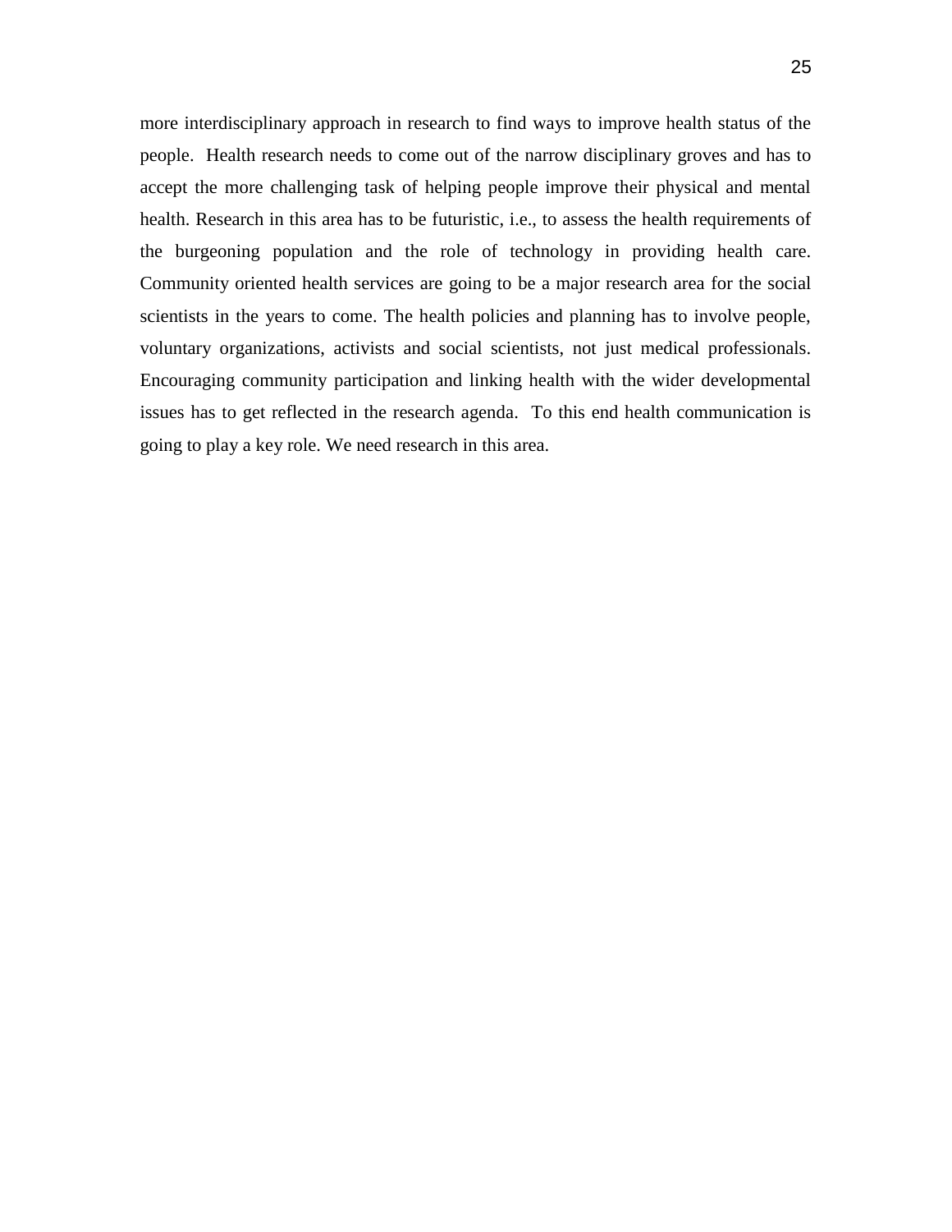more interdisciplinary approach in research to find ways to improve health status of the people. Health research needs to come out of the narrow disciplinary groves and has to accept the more challenging task of helping people improve their physical and mental health. Research in this area has to be futuristic, i.e., to assess the health requirements of the burgeoning population and the role of technology in providing health care. Community oriented health services are going to be a major research area for the social scientists in the years to come. The health policies and planning has to involve people, voluntary organizations, activists and social scientists, not just medical professionals. Encouraging community participation and linking health with the wider developmental issues has to get reflected in the research agenda. To this end health communication is going to play a key role. We need research in this area.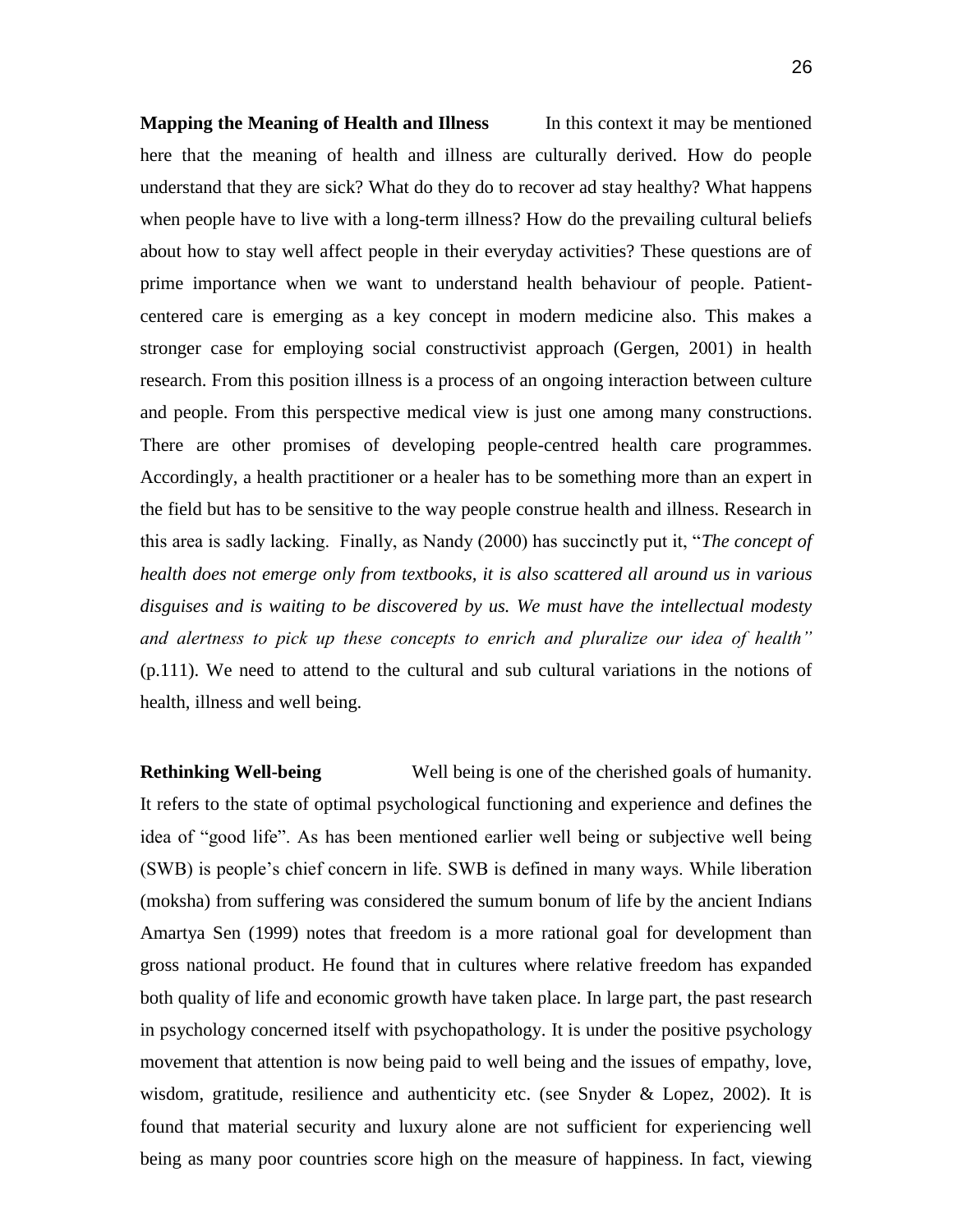**Mapping the Meaning of Health and Illness** In this context it may be mentioned here that the meaning of health and illness are culturally derived. How do people understand that they are sick? What do they do to recover ad stay healthy? What happens when people have to live with a long-term illness? How do the prevailing cultural beliefs about how to stay well affect people in their everyday activities? These questions are of prime importance when we want to understand health behaviour of people. Patient-centered care is emerging as a key concept in modern medicine also. This makes a stronger case for employing social constructivist approach (Gergen, 2001) in health research. From this position illness is a process of an ongoing interaction between culture and people. From this perspective medical view is just one among many constructions. There are other promises of developing people-centred health care programmes. Accordingly, a health practitioner or a healer has to be something more than an expert in the field but has to be sensitive to the way people construe health and illness. Research in this area is sadly lacking. Finally, as Nandy (2000) has succinctly put it, "*The concept of health does not emerge only from textbooks, it is also scattered all around us in various disguises and is waiting to be discovered by us. We must have the intellectual modesty and alertness to pick up these concepts to enrich and pluralize our idea of health"* (p.111). We need to attend to the cultural and sub cultural variations in the notions of health, illness and well being.

**Rethinking Well-being** Well being is one of the cherished goals of humanity. It refers to the state of optimal psychological functioning and experience and defines the idea of "good life". As has been mentioned earlier well being or subjective well being (SWB) is people's chief concern in life. SWB is defined in many ways. While liberation (moksha) from suffering was considered the sumum bonum of life by the ancient Indians Amartya Sen (1999) notes that freedom is a more rational goal for development than gross national product. He found that in cultures where relative freedom has expanded both quality of life and economic growth have taken place. In large part, the past research in psychology concerned itself with psychopathology. It is under the positive psychology movement that attention is now being paid to well being and the issues of empathy, love, wisdom, gratitude, resilience and authenticity etc. (see Snyder & Lopez, 2002). It is found that material security and luxury alone are not sufficient for experiencing well being as many poor countries score high on the measure of happiness. In fact, viewing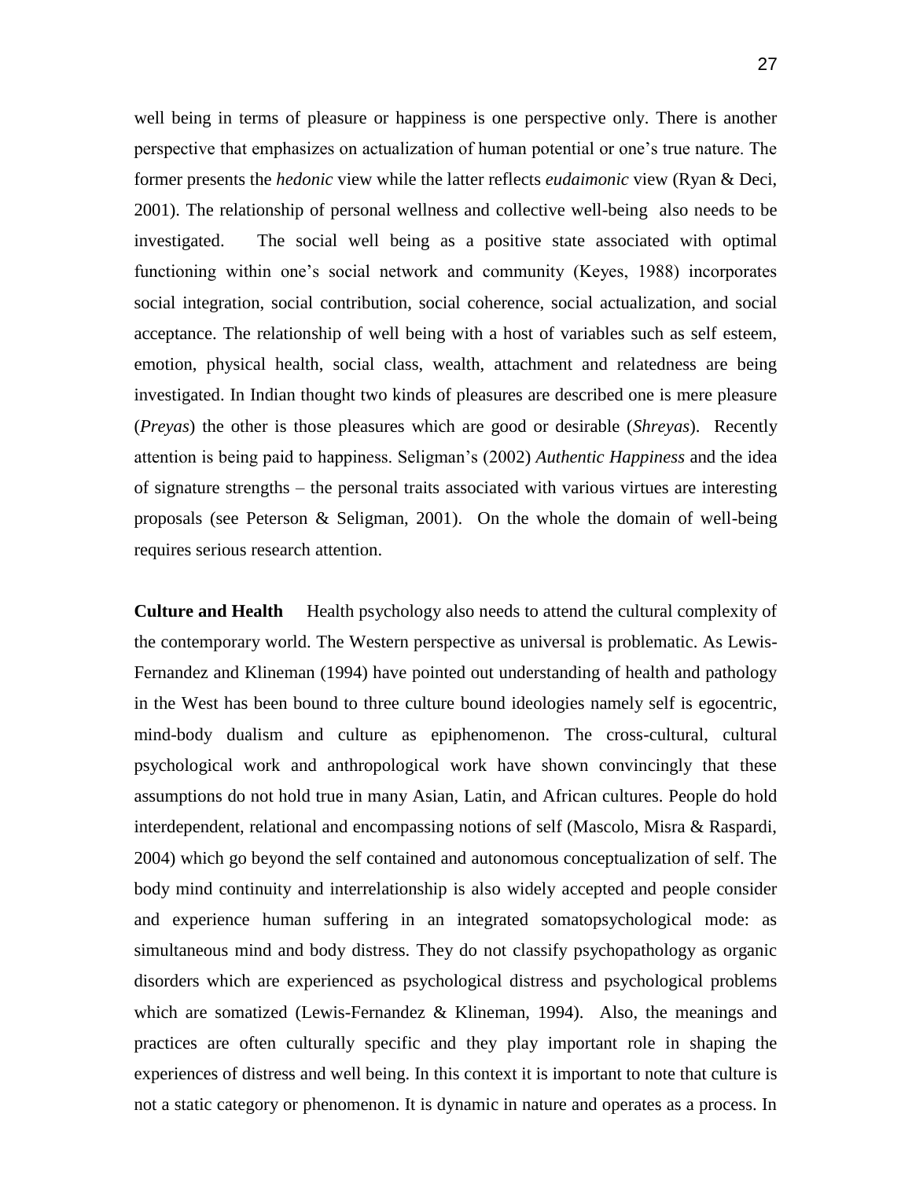well being in terms of pleasure or happiness is one perspective only. There is another perspective that emphasizes on actualization of human potential or one's true nature. The former presents the *hedonic* view while the latter reflects *eudaimonic* view (Ryan & Deci, 2001). The relationship of personal wellness and collective well-being also needs to be investigated. The social well being as a positive state associated with optimal functioning within one's social network and community (Keyes, 1988) incorporates social integration, social contribution, social coherence, social actualization, and social acceptance. The relationship of well being with a host of variables such as self esteem, emotion, physical health, social class, wealth, attachment and relatedness are being investigated. In Indian thought two kinds of pleasures are described one is mere pleasure (*Preyas*) the other is those pleasures which are good or desirable (*Shreyas*). Recently attention is being paid to happiness. Seligman's (2002) *Authentic Happiness* and the idea of signature strengths – the personal traits associated with various virtues are interesting proposals (see Peterson & Seligman, 2001). On the whole the domain of well-being requires serious research attention.

**Culture and Health** Health psychology also needs to attend the cultural complexity of the contemporary world. The Western perspective as universal is problematic. As Lewis-Fernandez and Klineman (1994) have pointed out understanding of health and pathology in the West has been bound to three culture bound ideologies namely self is egocentric, mind-body dualism and culture as epiphenomenon. The cross-cultural, cultural psychological work and anthropological work have shown convincingly that these assumptions do not hold true in many Asian, Latin, and African cultures. People do hold interdependent, relational and encompassing notions of self (Mascolo, Misra & Raspardi, 2004) which go beyond the self contained and autonomous conceptualization of self. The body mind continuity and interrelationship is also widely accepted and people consider and experience human suffering in an integrated somatopsychological mode: as simultaneous mind and body distress. They do not classify psychopathology as organic disorders which are experienced as psychological distress and psychological problems which are somatized (Lewis-Fernandez & Klineman, 1994). Also, the meanings and practices are often culturally specific and they play important role in shaping the experiences of distress and well being. In this context it is important to note that culture is not a static category or phenomenon. It is dynamic in nature and operates as a process. In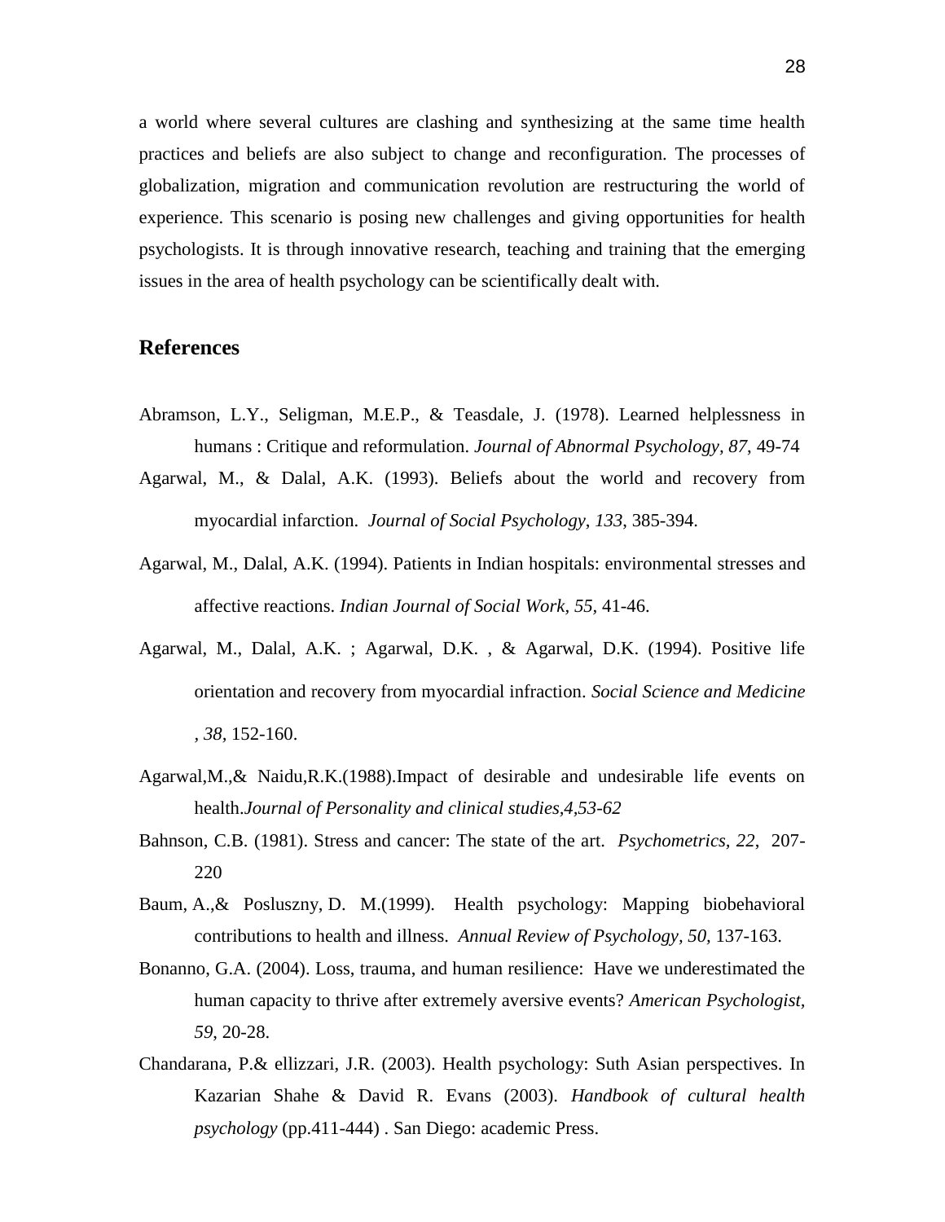a world where several cultures are clashing and synthesizing at the same time health practices and beliefs are also subject to change and reconfiguration. The processes of globalization, migration and communication revolution are restructuring the world of experience. This scenario is posing new challenges and giving opportunities for health psychologists. It is through innovative research, teaching and training that the emerging issues in the area of health psychology can be scientifically dealt with.

## References

Abramson, L.Y., Seligman, M.E.P., & Teasdale, J. (1978). Learned helplessness in humans : Critique and reformulation. *Journal of Abnormal Psychology, 87*, 49-74

Agarwal, M., & Dalal, A.K. (1993). Beliefs about the world and recovery from myocardial infarction. *Journal of Social Psychology, 133*, 385-394.

Agarwal, M., Dalal, A.K. (1994). Patients in Indian hospitals: environmental stresses and affective reactions. *Indian Journal of Social Work, 55*, 41-46.

Agarwal, M., Dalal, A.K. ; Agarwal, D.K. , & Agarwal, D.K. (1994). Positive life orientation and recovery from myocardial infraction. *Social Science and Medicine , 38*, 152-160.

Agarwal,M.,& Naidu,R.K.(1988).Impact of desirable and undesirable life events on health.*Journal of Personality and clinical studies,4,53-62*

Bahnson, C.B. (1981). Stress and cancer: The state of the art. *Psychometrics, 22*, 207-220

Baum, A.,& Posluszny, D. M.(1999). Health psychology: Mapping biobehavioral contributions to health and illness. *Annual Review of Psychology, 50*, 137-163.

Bonanno, G.A. (2004). Loss, trauma, and human resilience: Have we underestimated the human capacity to thrive after extremely aversive events? *American Psychologist, 59*, 20-28.

Chandarana, P.& ellizzari, J.R. (2003). Health psychology: Suth Asian perspectives. In Kazarian Shahe & David R. Evans (2003). *Handbook of cultural health psychology* (pp.411-444) . San Diego: academic Press.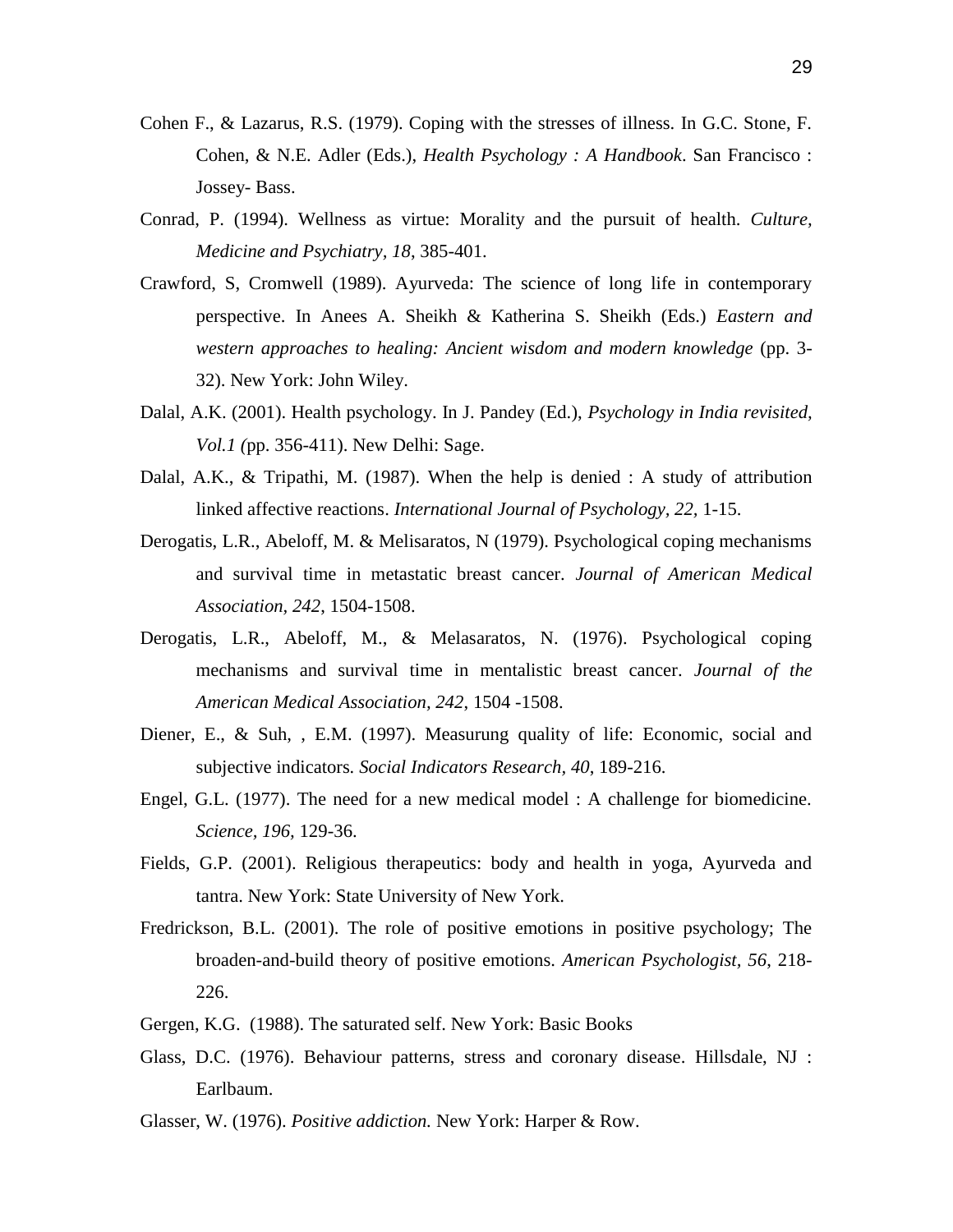Cohen F., & Lazarus, R.S. (1979). Coping with the stresses of illness. In G.C. Stone, F. Cohen, & N.E. Adler (Eds.), *Health Psychology : A Handbook*. San Francisco : Jossey- Bass.

Conrad, P. (1994). Wellness as virtue: Morality and the pursuit of health. *Culture, Medicine and Psychiatry, 18*, 385-401.

Crawford, S, Cromwell (1989). Ayurveda: The science of long life in contemporary perspective. In Anees A. Sheikh & Katherina S. Sheikh (Eds.) *Eastern and western approaches to healing: Ancient wisdom and modern knowledge* (pp. 3-32). New York: John Wiley.

Dalal, A.K. (2001). Health psychology. In J. Pandey (Ed.), *Psychology in India revisited, Vol.1 (*pp. 356-411). New Delhi: Sage.

Dalal, A.K., & Tripathi, M. (1987). When the help is denied : A study of attribution linked affective reactions. *International Journal of Psychology, 22*, 1-15.

Derogatis, L.R., Abeloff, M. & Melisaratos, N (1979). Psychological coping mechanisms and survival time in metastatic breast cancer. *Journal of American Medical Association, 242*, 1504-1508.

Derogatis, L.R., Abeloff, M., & Melasaratos, N. (1976). Psychological coping mechanisms and survival time in mentalistic breast cancer. *Journal of the American Medical Association, 242*, 1504 -1508.

Diener, E., & Suh, , E.M. (1997). Measurung quality of life: Economic, social and subjective indicators. *Social Indicators Research, 40*, 189-216.

Engel, G.L. (1977). The need for a new medical model : A challenge for biomedicine. *Science, 196*, 129-36.

Fields, G.P. (2001). Religious therapeutics: body and health in yoga, Ayurveda and tantra. New York: State University of New York.

Fredrickson, B.L. (2001). The role of positive emotions in positive psychology; The broaden-and-build theory of positive emotions. *American Psychologist, 56*, 218-226.

Gergen, K.G. (1988). The saturated self. New York: Basic Books

Glass, D.C. (1976). Behaviour patterns, stress and coronary disease. Hillsdale, NJ : Earlbaum.

Glasser, W. (1976). *Positive addiction.* New York: Harper & Row.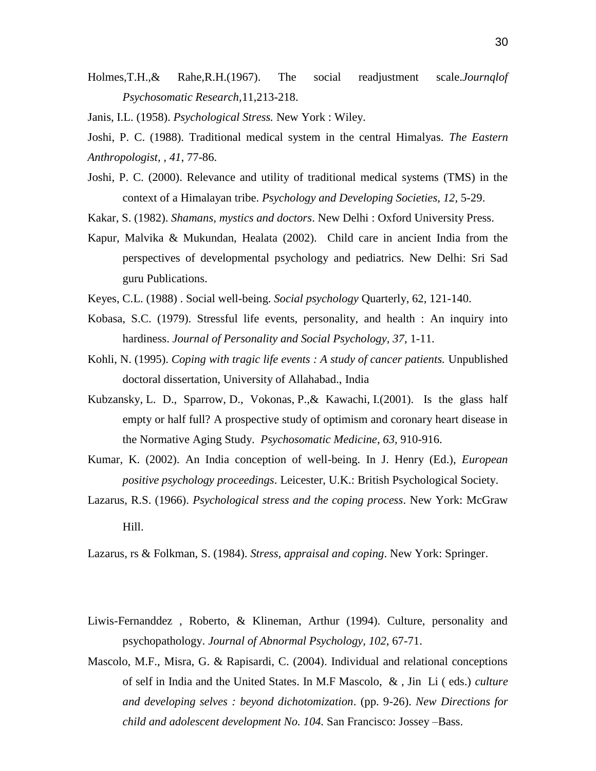Holmes,T.H.,& Rahe,R.H.(1967). The social readjustment scale.*Journqlof Psychosomatic Research,*11,213-218.

Janis, I.L. (1958). *Psychological Stress.* New York : Wiley.

Joshi, P. C. (1988). Traditional medical system in the central Himalyas. *The Eastern Anthropologist, , 41*, 77-86.

Joshi, P. C. (2000). Relevance and utility of traditional medical systems (TMS) in the context of a Himalayan tribe. *Psychology and Developing Societies, 12,* 5-29.

Kakar, S. (1982). *Shamans, mystics and doctors*. New Delhi : Oxford University Press.

Kapur, Malvika & Mukundan, Healata (2002). Child care in ancient India from the perspectives of developmental psychology and pediatrics. New Delhi: Sri Sad guru Publications.

Keyes, C.L. (1988) . Social well-being. *Social psychology* Quarterly, 62, 121-140.

Kobasa, S.C. (1979). Stressful life events, personality, and health : An inquiry into hardiness. *Journal of Personality and Social Psychology*, *37*, 1-11.

Kohli, N. (1995). *Coping with tragic life events : A study of cancer patients.* Unpublished doctoral dissertation, University of Allahabad., India

Kubzansky, L. D., Sparrow, D., Vokonas, P.,& Kawachi, I.(2001). Is the glass half empty or half full? A prospective study of optimism and coronary heart disease in the Normative Aging Study. *Psychosomatic Medicine, 63,* 910-916.

Kumar, K. (2002). An India conception of well-being. In J. Henry (Ed.), *European positive psychology proceedings*. Leicester, U.K.: British Psychological Society.

Lazarus, R.S. (1966). *Psychological stress and the coping process*. New York: McGraw Hill.

Lazarus, rs & Folkman, S. (1984). *Stress, appraisal and coping*. New York: Springer.

Liwis-Fernanddez , Roberto, & Klineman, Arthur (1994). Culture, personality and psychopathology. *Journal of Abnormal Psychology, 102*, 67-71.

Mascolo, M.F., Misra, G. & Rapisardi, C. (2004). Individual and relational conceptions of self in India and the United States. In M.F Mascolo, & , Jin Li ( eds.) *culture and developing selves : beyond dichotomization*. (pp. 9-26). *New Directions for child and adolescent development No. 104.* San Francisco: Jossey –Bass.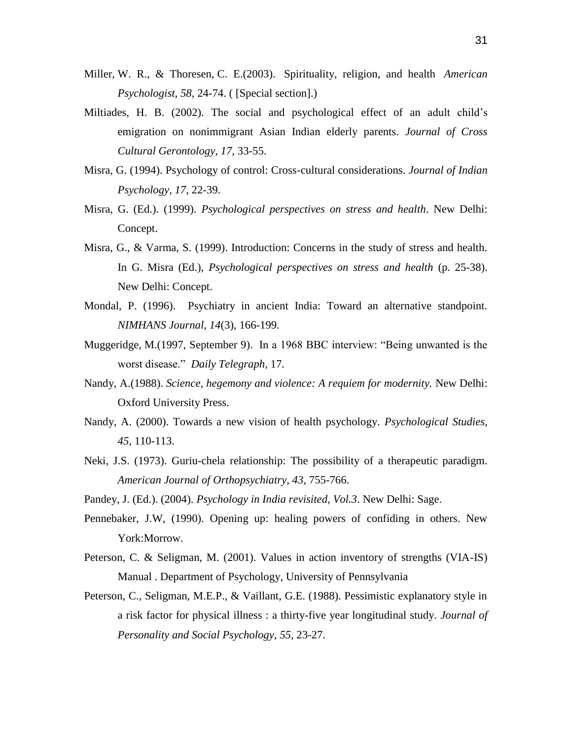Miller, W. R., & Thoresen, C. E.(2003). Spirituality, religion, and health *American Psychologist, 58,* 24-74. ( [Special section].)

Miltiades, H. B. (2002). The social and psychological effect of an adult child's emigration on nonimmigrant Asian Indian elderly parents. *Journal of Cross Cultural Gerontology, 17,* 33-55.

Misra, G. (1994). Psychology of control: Cross-cultural considerations. *Journal of Indian Psychology, 17,* 22-39.

Misra, G. (Ed.). (1999). *Psychological perspectives on stress and health*. New Delhi: Concept.

Misra, G., & Varma, S. (1999). Introduction: Concerns in the study of stress and health. In G. Misra (Ed.), *Psychological perspectives on stress and health* (p. 25-38). New Delhi: Concept.

Mondal, P. (1996). Psychiatry in ancient India: Toward an alternative standpoint. *NIMHANS Journal*, *14*(3), 166-199.

Muggeridge, M.(1997, September 9). In a 1968 BBC interview: "Being unwanted is the worst disease." *Daily Telegraph*, 17.

Nandy, A.(1988). *Science, hegemony and violence: A requiem for modernity.* New Delhi: Oxford University Press.

Nandy, A. (2000). Towards a new vision of health psychology. *Psychological Studies*, *45*, 110-113.

Neki, J.S. (1973). Guriu-chela relationship: The possibility of a therapeutic paradigm. *American Journal of Orthopsychiatry, 43*, 755-766.

Pandey, J. (Ed.). (2004). *Psychology in India revisited, Vol.3*. New Delhi: Sage.

Pennebaker, J.W, (1990). Opening up: healing powers of confiding in others. New York:Morrow.

Peterson, C. & Seligman, M. (2001). Values in action inventory of strengths (VIA-IS) Manual . Department of Psychology, University of Pennsylvania

Peterson, C., Seligman, M.E.P., & Vaillant, G.E. (1988). Pessimistic explanatory style in a risk factor for physical illness : a thirty-five year longitudinal study. *Journal of Personality and Social Psychology, 55,* 23-27.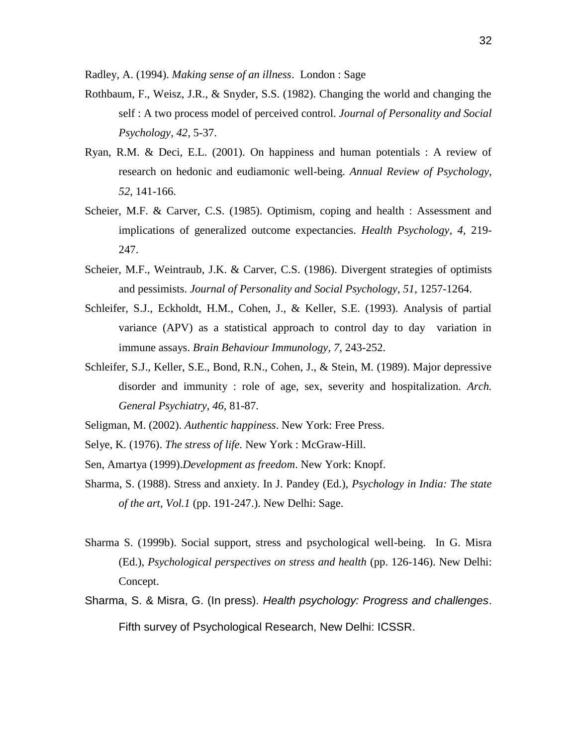Radley, A. (1994). *Making sense of an illness*. London : Sage

Rothbaum, F., Weisz, J.R., & Snyder, S.S. (1982). Changing the world and changing the self : A two process model of perceived control. *Journal of Personality and Social Psychology, 42*, 5-37.

Ryan, R.M. & Deci, E.L. (2001). On happiness and human potentials : A review of research on hedonic and eudiamonic well-being. *Annual Review of Psychology*, *52*, 141-166.

Scheier, M.F. & Carver, C.S. (1985). Optimism, coping and health : Assessment and implications of generalized outcome expectancies. *Health Psychology*, *4*, 219-247.

Scheier, M.F., Weintraub, J.K. & Carver, C.S. (1986). Divergent strategies of optimists and pessimists. *Journal of Personality and Social Psychology, 51*, 1257-1264.

Schleifer, S.J., Eckholdt, H.M., Cohen, J., & Keller, S.E. (1993). Analysis of partial variance (APV) as a statistical approach to control day to day variation in immune assays. *Brain Behaviour Immunology, 7*, 243-252.

Schleifer, S.J., Keller, S.E., Bond, R.N., Cohen, J., & Stein, M. (1989). Major depressive disorder and immunity : role of age, sex, severity and hospitalization. *Arch. General Psychiatry, 46*, 81-87.

Seligman, M. (2002). *Authentic happiness*. New York: Free Press.

Selye, K. (1976). *The stress of life.* New York : McGraw-Hill.

Sen, Amartya (1999).*Development as freedom*. New York: Knopf.

Sharma, S. (1988). Stress and anxiety. In J. Pandey (Ed.), *Psychology in India: The state of the art*, *Vol.1* (pp. 191-247.). New Delhi: Sage.

Sharma S. (1999b). Social support, stress and psychological well-being. In G. Misra (Ed.), *Psychological perspectives on stress and health* (pp. 126-146). New Delhi: Concept.

Sharma, S. & Misra, G. (In press). *Health psychology: Progress and challenges*. Fifth survey of Psychological Research, New Delhi: ICSSR.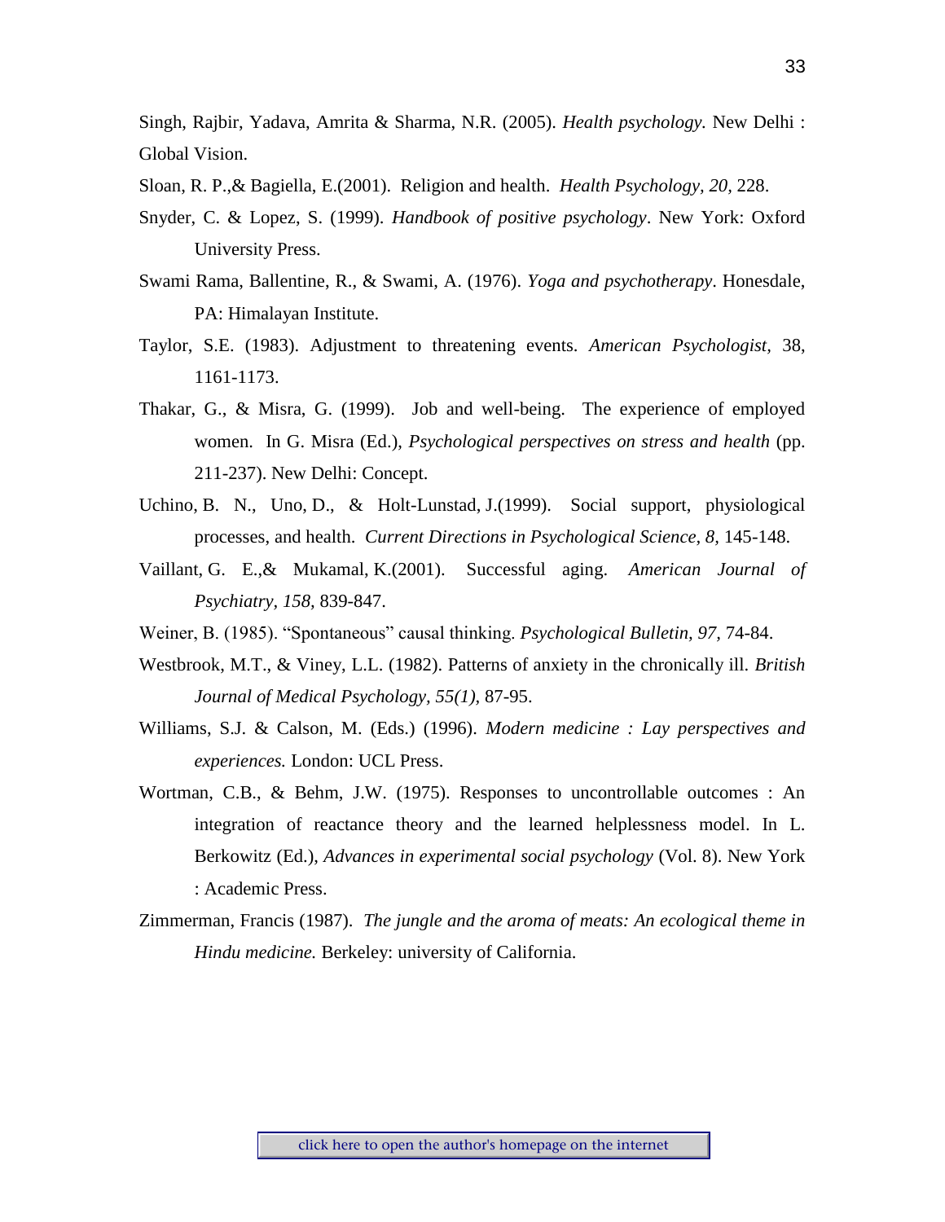Singh, Rajbir, Yadava, Amrita & Sharma, N.R. (2005). *Health psychology.* New Delhi : Global Vision.

Sloan, R. P.,& Bagiella, E.(2001). Religion and health. *Health Psychology, 20,* 228.

Snyder, C. & Lopez, S. (1999). *Handbook of positive psychology*. New York: Oxford University Press.

Swami Rama, Ballentine, R., & Swami, A. (1976). *Yoga and psychotherapy*. Honesdale, PA: Himalayan Institute.

Taylor, S.E. (1983). Adjustment to threatening events. *American Psychologist,* 38, 1161-1173.

Thakar, G., & Misra, G. (1999). Job and well-being. The experience of employed women. In G. Misra (Ed.), *Psychological perspectives on stress and health* (pp. 211-237). New Delhi: Concept.

Uchino, B. N., Uno, D., & Holt-Lunstad, J.(1999). Social support, physiological processes, and health. *Current Directions in Psychological Science, 8,* 145-148.

Vaillant, G. E.,& Mukamal, K.(2001). Successful aging. *American Journal of Psychiatry, 158,* 839-847.

Weiner, B. (1985). "Spontaneous" causal thinking. *Psychological Bulletin, 97*, 74-84.

Westbrook, M.T., & Viney, L.L. (1982). Patterns of anxiety in the chronically ill. *British Journal of Medical Psychology, 55(1),* 87-95.

Williams, S.J. & Calson, M. (Eds.) (1996). *Modern medicine : Lay perspectives and experiences.* London: UCL Press.

Wortman, C.B., & Behm, J.W. (1975). Responses to uncontrollable outcomes : An integration of reactance theory and the learned helplessness model. In L. Berkowitz (Ed.), *Advances in experimental social psychology* (Vol. 8). New York : Academic Press.

Zimmerman, Francis (1987). *The jungle and the aroma of meats: An ecological theme in Hindu medicine.* Berkeley: university of California.

click here to open the author's homepage on the internet